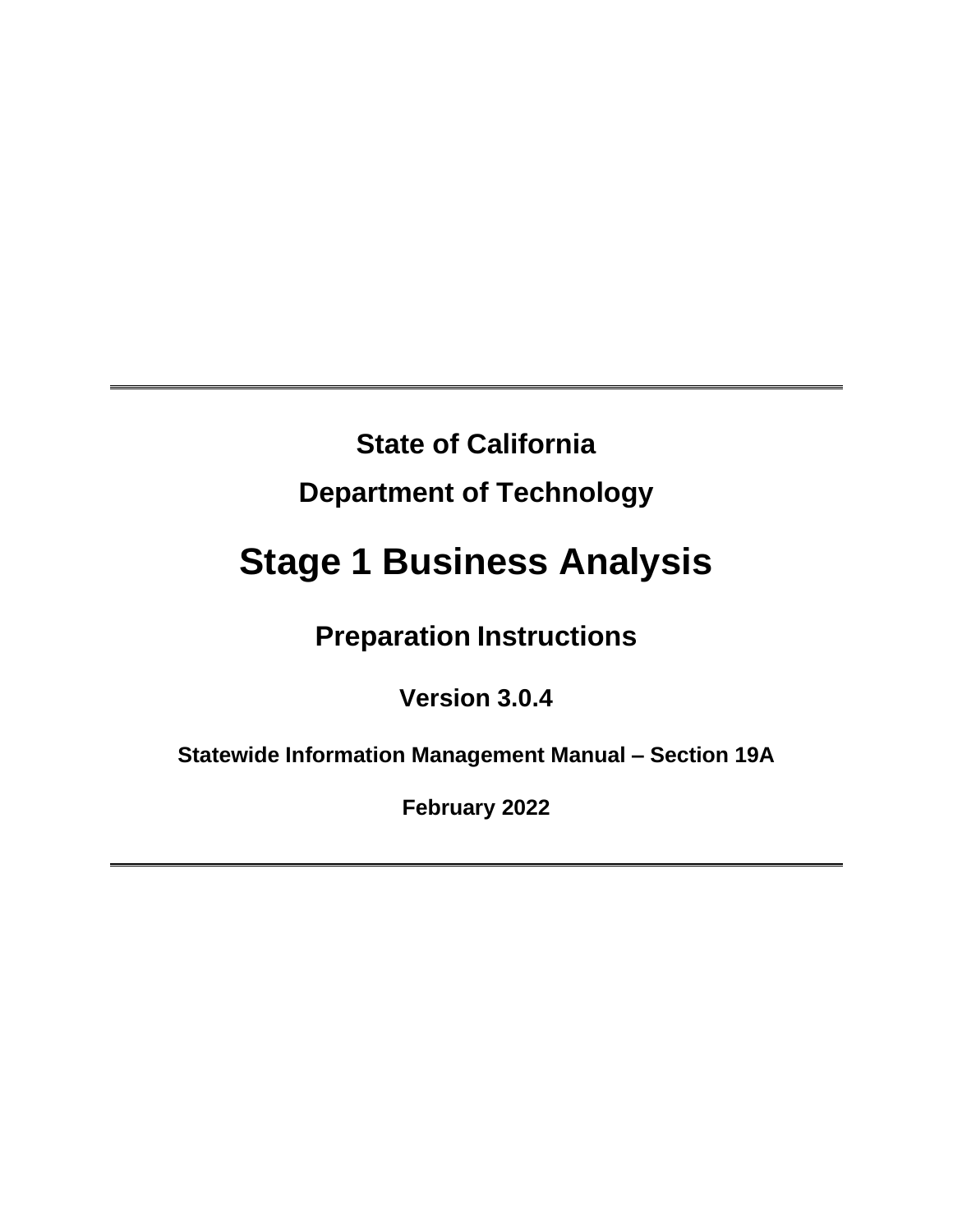**State of California**

**Department of Technology**

# Stage 1 Business Analysis

## Preparation Instructions

**Version 3.0.4**

**Statewide Information Management Manual – Section 19A**

**February 2022**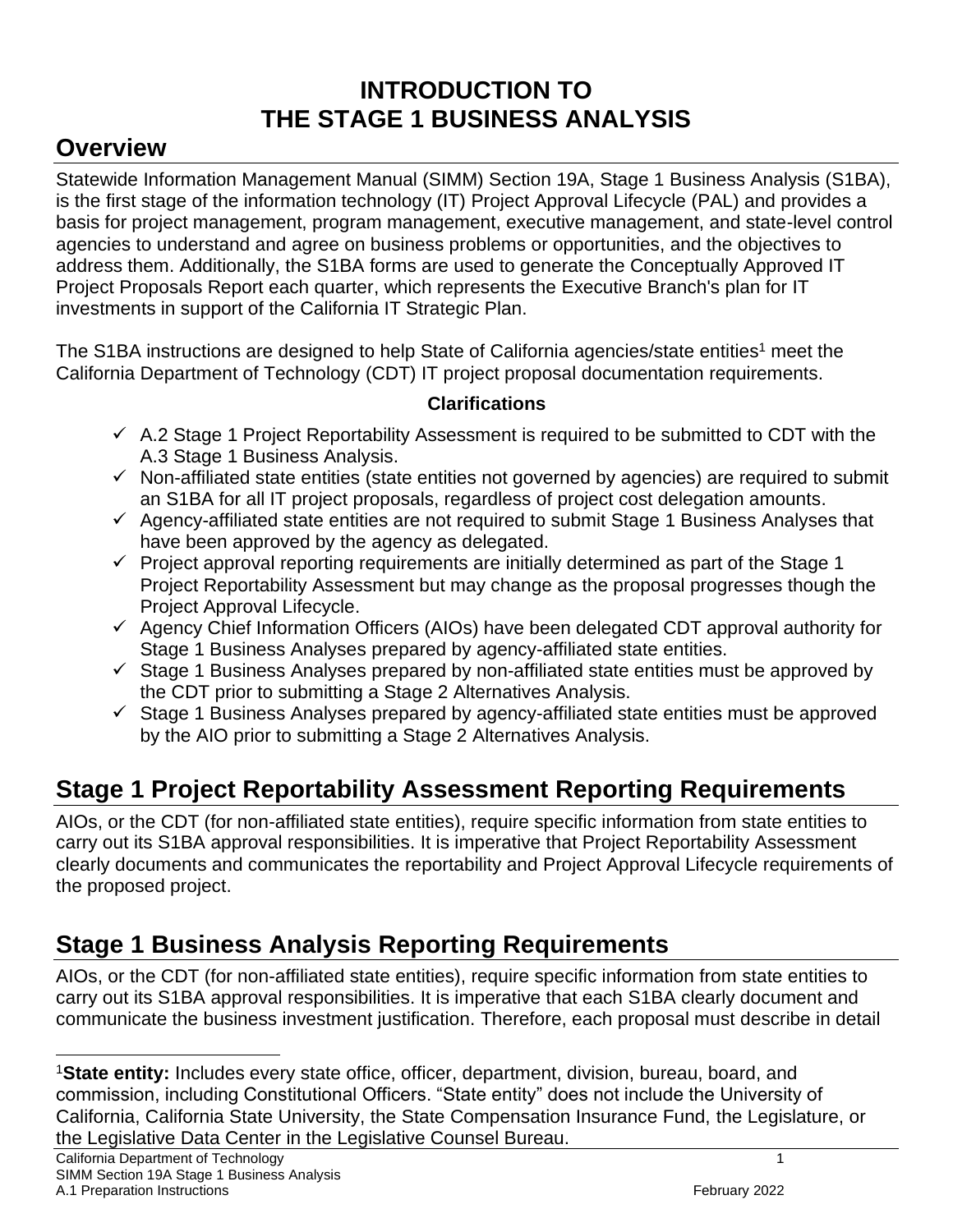# INTRODUCTION TO THE STAGE 1 BUSINESS ANALYSIS

## Overview

Statewide Information Management Manual (SIMM) Section 19A, Stage 1 Business Analysis (S1BA), is the first stage of the information technology (IT) Project Approval Lifecycle (PAL) and provides a basis for project management, program management, executive management, and state-level control agencies to understand and agree on business problems or opportunities, and the objectives to address them. Additionally, the S1BA forms are used to generate the Conceptually Approved IT Project Proposals Report each quarter, which represents the Executive Branch's plan for IT investments in support of the California IT Strategic Plan.

The S1BA instructions are designed to help State of California agencies/state entities[1] meet the California Department of Technology (CDT) IT project proposal documentation requirements.

**Clarifications**

- ✓ A.2 Stage 1 Project Reportability Assessment is required to be submitted to CDT with the A.3 Stage 1 Business Analysis.
- ✓ Non-affiliated state entities (state entities not governed by agencies) are required to submit an S1BA for all IT project proposals, regardless of project cost delegation amounts.
- ✓ Agency-affiliated state entities are not required to submit Stage 1 Business Analyses that have been approved by the agency as delegated.
- ✓ Project approval reporting requirements are initially determined as part of the Stage 1 Project Reportability Assessment but may change as the proposal progresses though the Project Approval Lifecycle.
- ✓ Agency Chief Information Officers (AIOs) have been delegated CDT approval authority for Stage 1 Business Analyses prepared by agency-affiliated state entities.
- ✓ Stage 1 Business Analyses prepared by non-affiliated state entities must be approved by the CDT prior to submitting a Stage 2 Alternatives Analysis.
- ✓ Stage 1 Business Analyses prepared by agency-affiliated state entities must be approved by the AIO prior to submitting a Stage 2 Alternatives Analysis.

## Stage 1 Project Reportability Assessment Reporting Requirements

AIOs, or the CDT (for non-affiliated state entities), require specific information from state entities to carry out its S1BA approval responsibilities. It is imperative that Project Reportability Assessment clearly documents and communicates the reportability and Project Approval Lifecycle requirements of the proposed project.

## Stage 1 Business Analysis Reporting Requirements

AIOs, or the CDT (for non-affiliated state entities), require specific information from state entities to carry out its S1BA approval responsibilities. It is imperative that each S1BA clearly document and communicate the business investment justification. Therefore, each proposal must describe in detail

[1]**State entity:** Includes every state office, officer, department, division, bureau, board, and commission, including Constitutional Officers. "State entity" does not include the University of California, California State University, the State Compensation Insurance Fund, the Legislature, or the Legislative Data Center in the Legislative Counsel Bureau.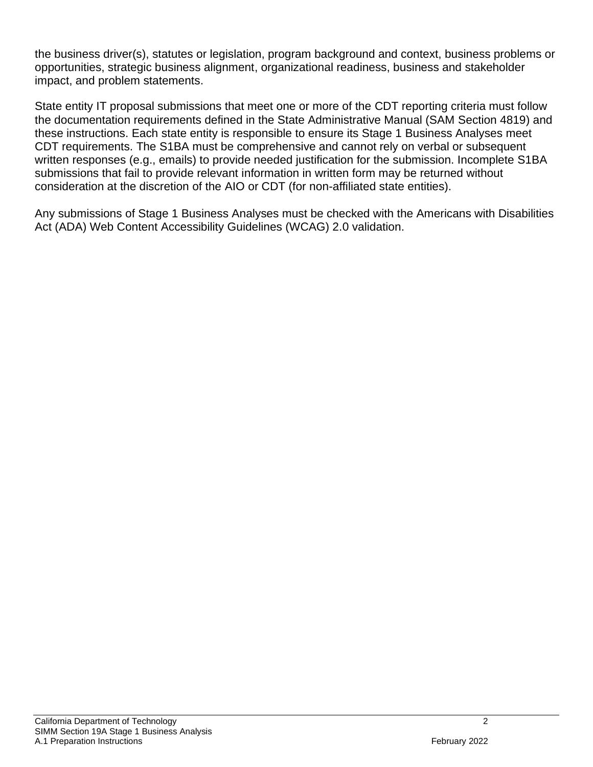the business driver(s), statutes or legislation, program background and context, business problems or opportunities, strategic business alignment, organizational readiness, business and stakeholder impact, and problem statements.

State entity IT proposal submissions that meet one or more of the CDT reporting criteria must follow the documentation requirements defined in the State Administrative Manual (SAM Section 4819) and these instructions. Each state entity is responsible to ensure its Stage 1 Business Analyses meet CDT requirements. The S1BA must be comprehensive and cannot rely on verbal or subsequent written responses (e.g., emails) to provide needed justification for the submission. Incomplete S1BA submissions that fail to provide relevant information in written form may be returned without consideration at the discretion of the AIO or CDT (for non-affiliated state entities).

Any submissions of Stage 1 Business Analyses must be checked with the Americans with Disabilities Act (ADA) Web Content Accessibility Guidelines (WCAG) 2.0 validation.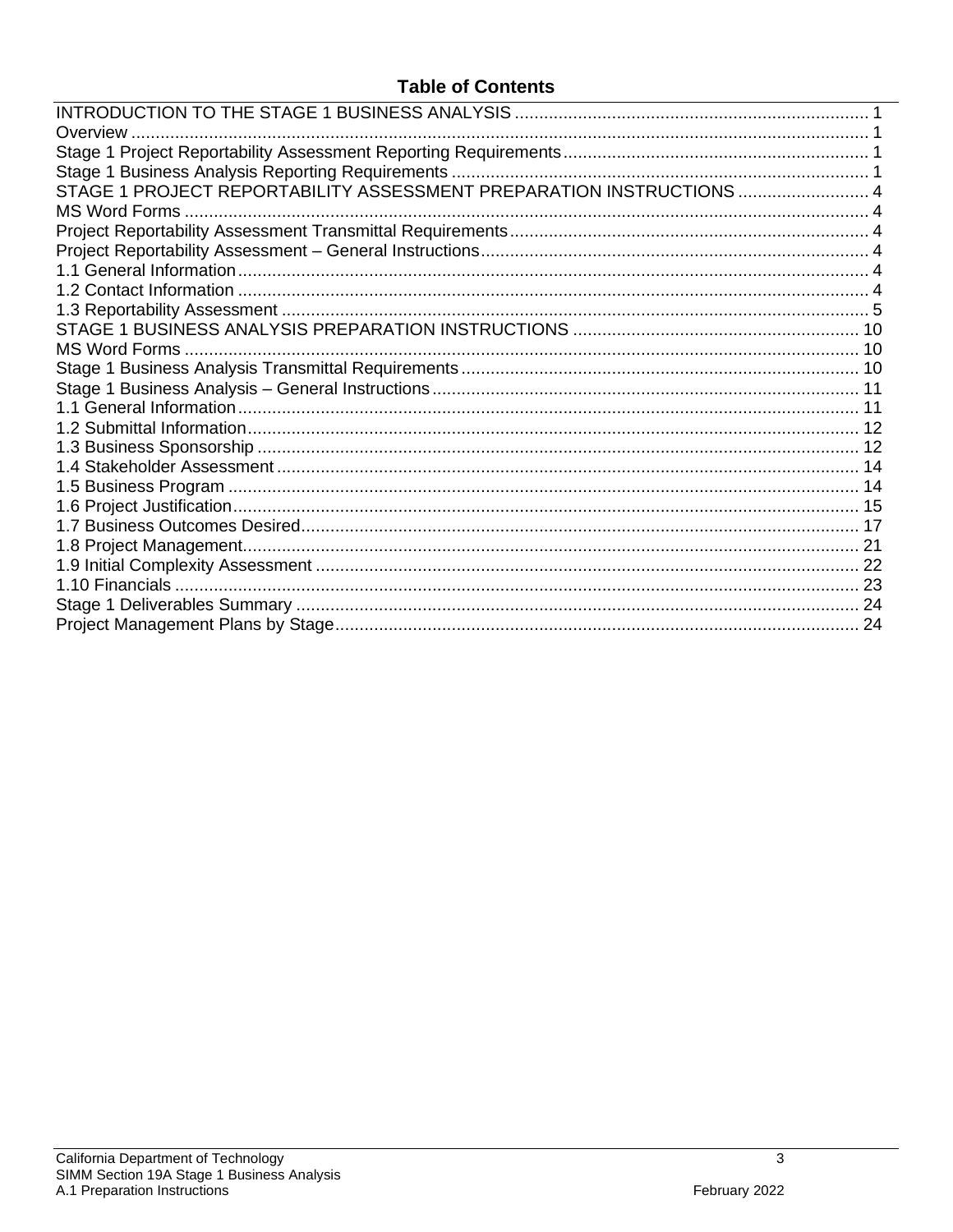## Table of Contents

INTRODUCTION TO THE STAGE 1 BUSINESS ANALYSIS ........ 1
Overview ........ 1
Stage 1 Project Reportability Assessment Reporting Requirements ........ 1
Stage 1 Business Analysis Reporting Requirements ........ 1
STAGE 1 PROJECT REPORTABILITY ASSESSMENT PREPARATION INSTRUCTIONS ........ 4
MS Word Forms ........ 4
Project Reportability Assessment Transmittal Requirements ........ 4
Project Reportability Assessment – General Instructions ........ 4
1.1 General Information ........ 4
1.2 Contact Information ........ 4
1.3 Reportability Assessment ........ 5
STAGE 1 BUSINESS ANALYSIS PREPARATION INSTRUCTIONS ........ 10
MS Word Forms ........ 10
Stage 1 Business Analysis Transmittal Requirements ........ 10
Stage 1 Business Analysis – General Instructions ........ 11
1.1 General Information ........ 11
1.2 Submittal Information ........ 12
1.3 Business Sponsorship ........ 12
1.4 Stakeholder Assessment ........ 14
1.5 Business Program ........ 14
1.6 Project Justification ........ 15
1.7 Business Outcomes Desired ........ 17
1.8 Project Management ........ 21
1.9 Initial Complexity Assessment ........ 22
1.10 Financials ........ 23
Stage 1 Deliverables Summary ........ 24
Project Management Plans by Stage ........ 24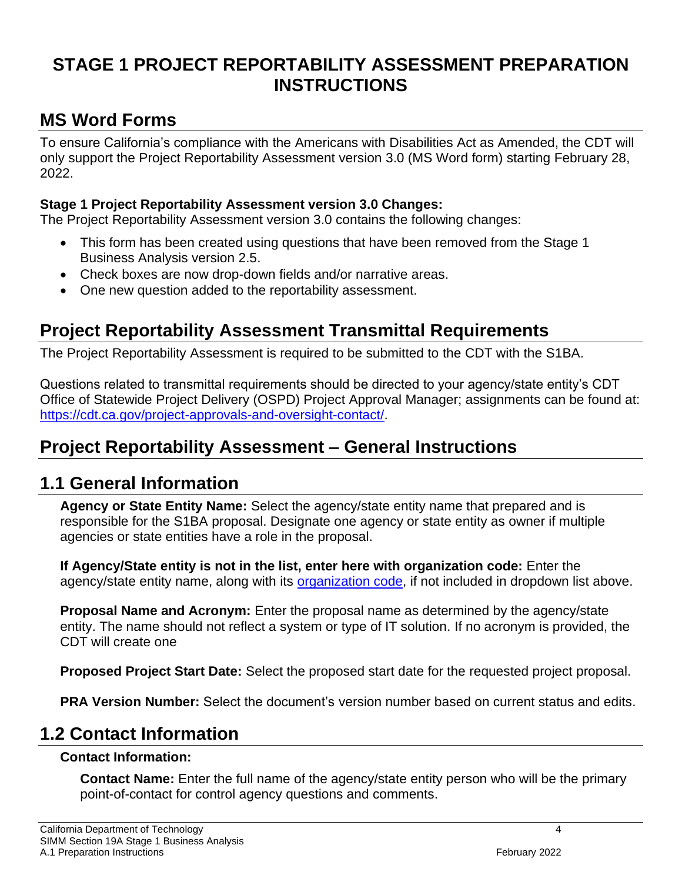# STAGE 1 PROJECT REPORTABILITY ASSESSMENT PREPARATION INSTRUCTIONS

## MS Word Forms

To ensure California's compliance with the Americans with Disabilities Act as Amended, the CDT will only support the Project Reportability Assessment version 3.0 (MS Word form) starting February 28, 2022.

**Stage 1 Project Reportability Assessment version 3.0 Changes:**
The Project Reportability Assessment version 3.0 contains the following changes:

- This form has been created using questions that have been removed from the Stage 1 Business Analysis version 2.5.
- Check boxes are now drop-down fields and/or narrative areas.
- One new question added to the reportability assessment.

## Project Reportability Assessment Transmittal Requirements

The Project Reportability Assessment is required to be submitted to the CDT with the S1BA.

Questions related to transmittal requirements should be directed to your agency/state entity's CDT Office of Statewide Project Delivery (OSPD) Project Approval Manager; assignments can be found at: [https://cdt.ca.gov/project-approvals-and-oversight-contact/](https://cdt.ca.gov/project-approvals-and-oversight-contact/).

## Project Reportability Assessment – General Instructions

## 1.1 General Information

**Agency or State Entity Name:** Select the agency/state entity name that prepared and is responsible for the S1BA proposal. Designate one agency or state entity as owner if multiple agencies or state entities have a role in the proposal.

**If Agency/State entity is not in the list, enter here with organization code:** Enter the agency/state entity name, along with its organization code, if not included in dropdown list above.

**Proposal Name and Acronym:** Enter the proposal name as determined by the agency/state entity. The name should not reflect a system or type of IT solution. If no acronym is provided, the CDT will create one

**Proposed Project Start Date:** Select the proposed start date for the requested project proposal.

**PRA Version Number:** Select the document's version number based on current status and edits.

## 1.2 Contact Information

**Contact Information:**

**Contact Name:** Enter the full name of the agency/state entity person who will be the primary point-of-contact for control agency questions and comments.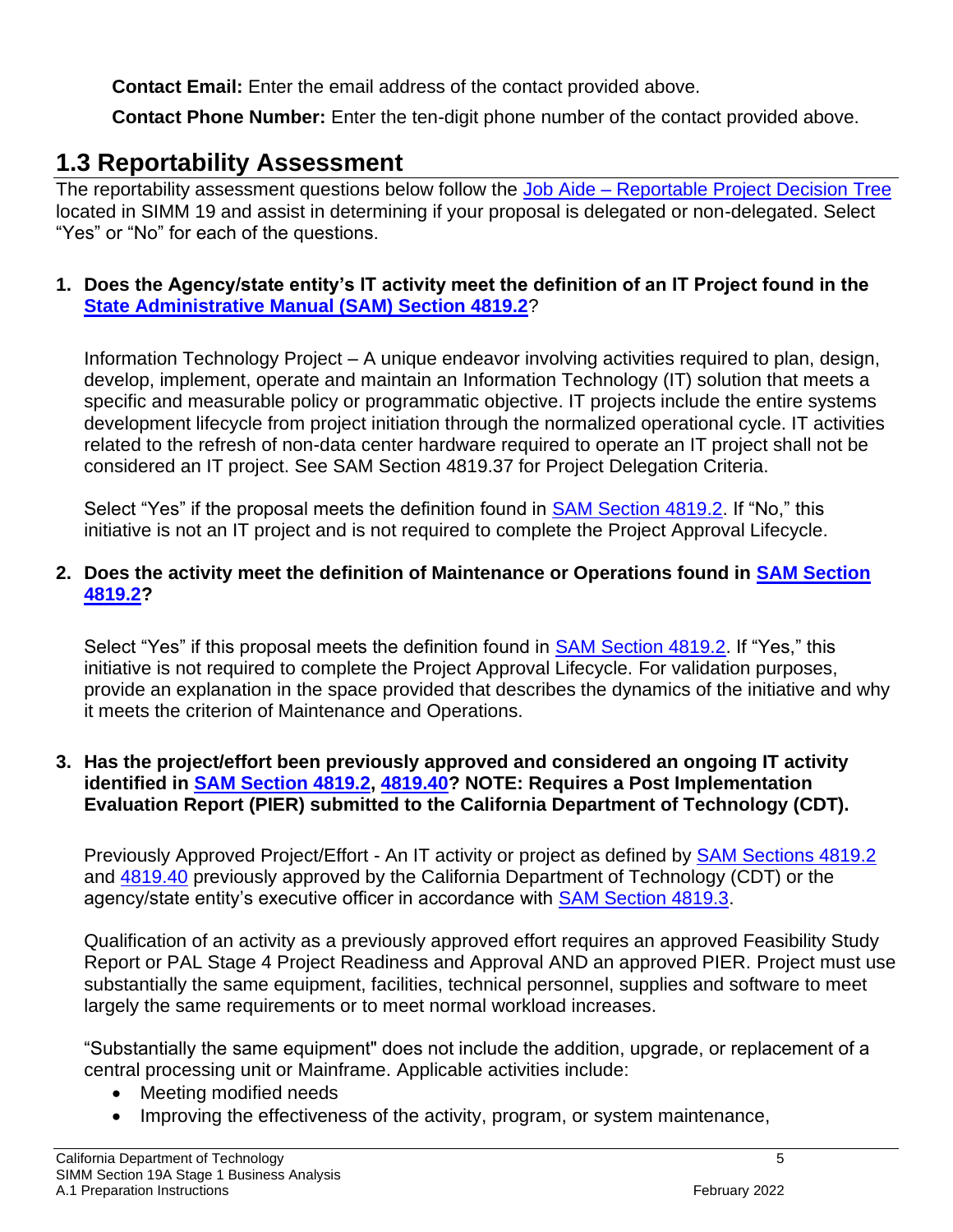**Contact Email:** Enter the email address of the contact provided above.

**Contact Phone Number:** Enter the ten-digit phone number of the contact provided above.

## 1.3 Reportability Assessment

The reportability assessment questions below follow the Job Aide – Reportable Project Decision Tree located in SIMM 19 and assist in determining if your proposal is delegated or non-delegated. Select "Yes" or "No" for each of the questions.

1. **Does the Agency/state entity's IT activity meet the definition of an IT Project found in the State Administrative Manual (SAM) Section 4819.2?**

   Information Technology Project – A unique endeavor involving activities required to plan, design, develop, implement, operate and maintain an Information Technology (IT) solution that meets a specific and measurable policy or programmatic objective. IT projects include the entire systems development lifecycle from project initiation through the normalized operational cycle. IT activities related to the refresh of non-data center hardware required to operate an IT project shall not be considered an IT project. See SAM Section 4819.37 for Project Delegation Criteria.

   Select "Yes" if the proposal meets the definition found in SAM Section 4819.2. If "No," this initiative is not an IT project and is not required to complete the Project Approval Lifecycle.

2. **Does the activity meet the definition of Maintenance or Operations found in SAM Section 4819.2?**

   Select "Yes" if this proposal meets the definition found in SAM Section 4819.2. If "Yes," this initiative is not required to complete the Project Approval Lifecycle. For validation purposes, provide an explanation in the space provided that describes the dynamics of the initiative and why it meets the criterion of Maintenance and Operations.

3. **Has the project/effort been previously approved and considered an ongoing IT activity identified in SAM Section 4819.2, 4819.40? NOTE: Requires a Post Implementation Evaluation Report (PIER) submitted to the California Department of Technology (CDT).**

   Previously Approved Project/Effort - An IT activity or project as defined by SAM Sections 4819.2 and 4819.40 previously approved by the California Department of Technology (CDT) or the agency/state entity's executive officer in accordance with SAM Section 4819.3.

   Qualification of an activity as a previously approved effort requires an approved Feasibility Study Report or PAL Stage 4 Project Readiness and Approval AND an approved PIER. Project must use substantially the same equipment, facilities, technical personnel, supplies and software to meet largely the same requirements or to meet normal workload increases.

   "Substantially the same equipment" does not include the addition, upgrade, or replacement of a central processing unit or Mainframe. Applicable activities include:

   - Meeting modified needs
   - Improving the effectiveness of the activity, program, or system maintenance,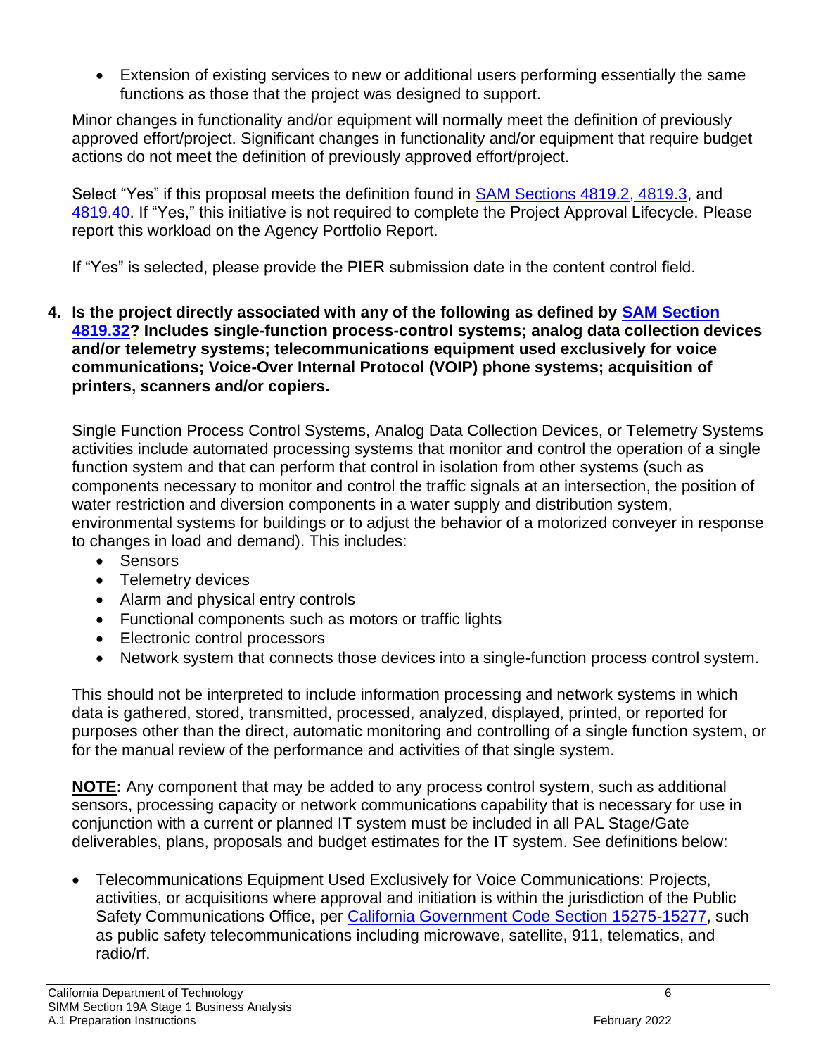- Extension of existing services to new or additional users performing essentially the same functions as those that the project was designed to support.

Minor changes in functionality and/or equipment will normally meet the definition of previously approved effort/project. Significant changes in functionality and/or equipment that require budget actions do not meet the definition of previously approved effort/project.

Select "Yes" if this proposal meets the definition found in SAM Sections 4819.2, 4819.3, and 4819.40. If "Yes," this initiative is not required to complete the Project Approval Lifecycle. Please report this workload on the Agency Portfolio Report.

If "Yes" is selected, please provide the PIER submission date in the content control field.

**4. Is the project directly associated with any of the following as defined by SAM Section 4819.32? Includes single-function process-control systems; analog data collection devices and/or telemetry systems; telecommunications equipment used exclusively for voice communications; Voice-Over Internal Protocol (VOIP) phone systems; acquisition of printers, scanners and/or copiers.**

Single Function Process Control Systems, Analog Data Collection Devices, or Telemetry Systems activities include automated processing systems that monitor and control the operation of a single function system and that can perform that control in isolation from other systems (such as components necessary to monitor and control the traffic signals at an intersection, the position of water restriction and diversion components in a water supply and distribution system, environmental systems for buildings or to adjust the behavior of a motorized conveyer in response to changes in load and demand). This includes:

- Sensors
- Telemetry devices
- Alarm and physical entry controls
- Functional components such as motors or traffic lights
- Electronic control processors
- Network system that connects those devices into a single-function process control system.

This should not be interpreted to include information processing and network systems in which data is gathered, stored, transmitted, processed, analyzed, displayed, printed, or reported for purposes other than the direct, automatic monitoring and controlling of a single function system, or for the manual review of the performance and activities of that single system.

**NOTE:** Any component that may be added to any process control system, such as additional sensors, processing capacity or network communications capability that is necessary for use in conjunction with a current or planned IT system must be included in all PAL Stage/Gate deliverables, plans, proposals and budget estimates for the IT system. See definitions below:

- Telecommunications Equipment Used Exclusively for Voice Communications: Projects, activities, or acquisitions where approval and initiation is within the jurisdiction of the Public Safety Communications Office, per California Government Code Section 15275-15277, such as public safety telecommunications including microwave, satellite, 911, telematics, and radio/rf.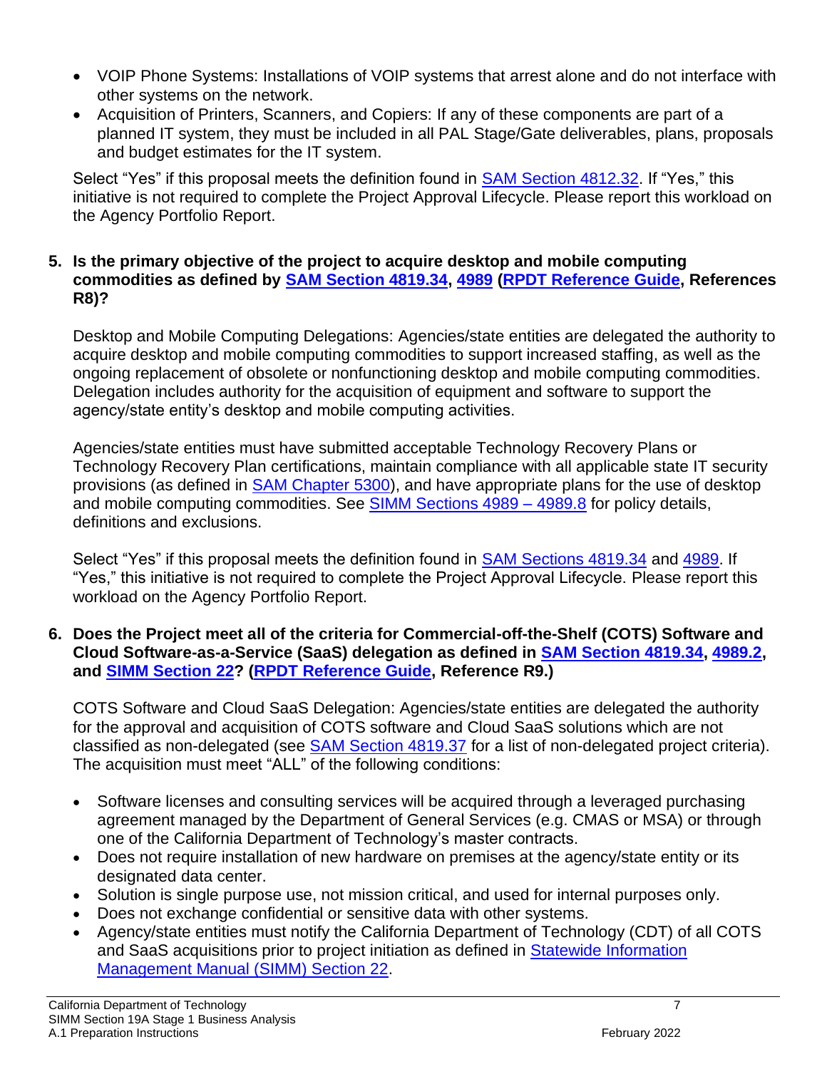- VOIP Phone Systems: Installations of VOIP systems that arrest alone and do not interface with other systems on the network.
- Acquisition of Printers, Scanners, and Copiers: If any of these components are part of a planned IT system, they must be included in all PAL Stage/Gate deliverables, plans, proposals and budget estimates for the IT system.

Select "Yes" if this proposal meets the definition found in SAM Section 4812.32. If "Yes," this initiative is not required to complete the Project Approval Lifecycle. Please report this workload on the Agency Portfolio Report.

**5. Is the primary objective of the project to acquire desktop and mobile computing commodities as defined by SAM Section 4819.34, 4989 (RPDT Reference Guide, References R8)?**

Desktop and Mobile Computing Delegations: Agencies/state entities are delegated the authority to acquire desktop and mobile computing commodities to support increased staffing, as well as the ongoing replacement of obsolete or nonfunctioning desktop and mobile computing commodities. Delegation includes authority for the acquisition of equipment and software to support the agency/state entity's desktop and mobile computing activities.

Agencies/state entities must have submitted acceptable Technology Recovery Plans or Technology Recovery Plan certifications, maintain compliance with all applicable state IT security provisions (as defined in SAM Chapter 5300), and have appropriate plans for the use of desktop and mobile computing commodities. See SIMM Sections 4989 – 4989.8 for policy details, definitions and exclusions.

Select "Yes" if this proposal meets the definition found in SAM Sections 4819.34 and 4989. If "Yes," this initiative is not required to complete the Project Approval Lifecycle. Please report this workload on the Agency Portfolio Report.

**6. Does the Project meet all of the criteria for Commercial-off-the-Shelf (COTS) Software and Cloud Software-as-a-Service (SaaS) delegation as defined in SAM Section 4819.34, 4989.2, and SIMM Section 22? (RPDT Reference Guide, Reference R9.)**

COTS Software and Cloud SaaS Delegation: Agencies/state entities are delegated the authority for the approval and acquisition of COTS software and Cloud SaaS solutions which are not classified as non-delegated (see SAM Section 4819.37 for a list of non-delegated project criteria). The acquisition must meet "ALL" of the following conditions:

- Software licenses and consulting services will be acquired through a leveraged purchasing agreement managed by the Department of General Services (e.g. CMAS or MSA) or through one of the California Department of Technology's master contracts.
- Does not require installation of new hardware on premises at the agency/state entity or its designated data center.
- Solution is single purpose use, not mission critical, and used for internal purposes only.
- Does not exchange confidential or sensitive data with other systems.
- Agency/state entities must notify the California Department of Technology (CDT) of all COTS and SaaS acquisitions prior to project initiation as defined in Statewide Information Management Manual (SIMM) Section 22.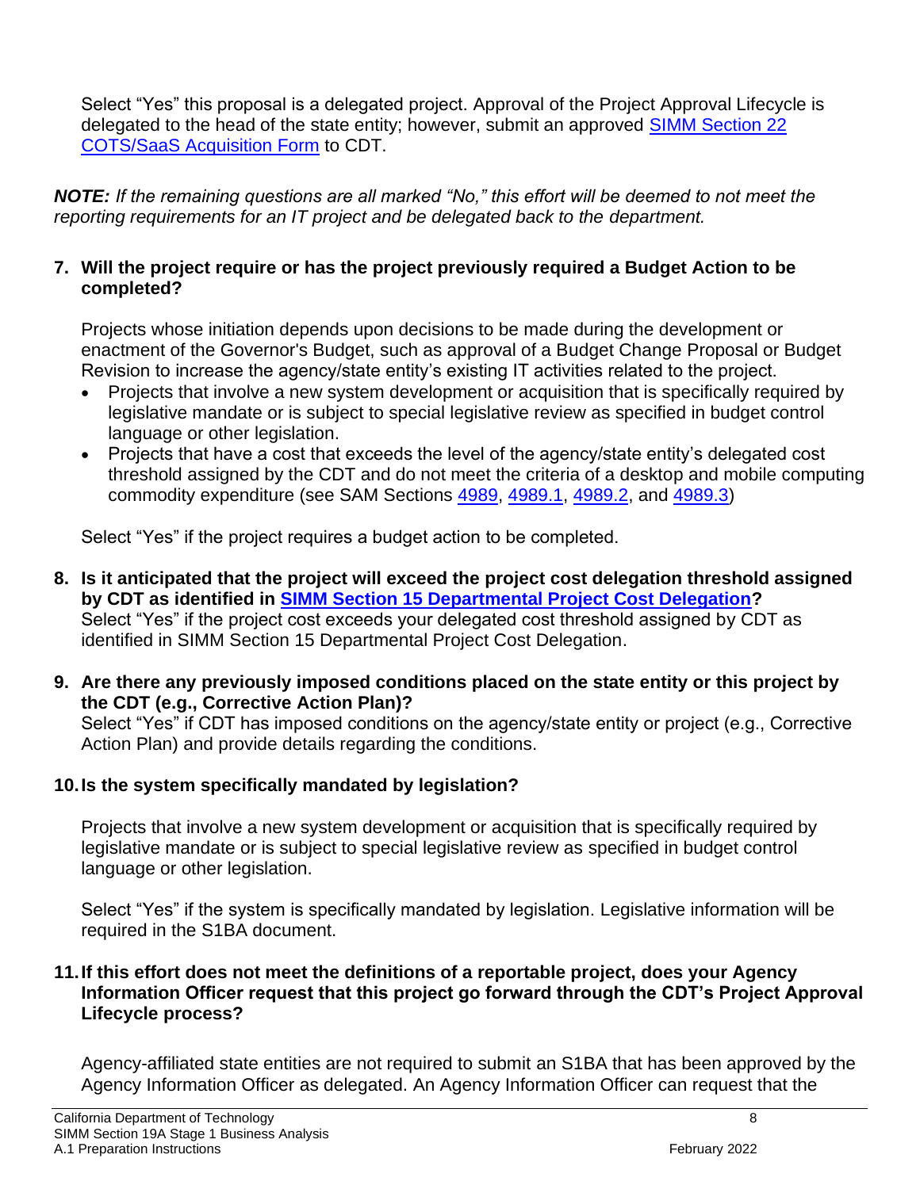Select "Yes" this proposal is a delegated project. Approval of the Project Approval Lifecycle is delegated to the head of the state entity; however, submit an approved [SIMM Section 22 COTS/SaaS Acquisition Form] to CDT.

***NOTE:*** *If the remaining questions are all marked "No," this effort will be deemed to not meet the reporting requirements for an IT project and be delegated back to the department.*

**7. Will the project require or has the project previously required a Budget Action to be completed?**

Projects whose initiation depends upon decisions to be made during the development or enactment of the Governor's Budget, such as approval of a Budget Change Proposal or Budget Revision to increase the agency/state entity's existing IT activities related to the project.

- Projects that involve a new system development or acquisition that is specifically required by legislative mandate or is subject to special legislative review as specified in budget control language or other legislation.
- Projects that have a cost that exceeds the level of the agency/state entity's delegated cost threshold assigned by the CDT and do not meet the criteria of a desktop and mobile computing commodity expenditure (see SAM Sections 4989, 4989.1, 4989.2, and 4989.3)

Select "Yes" if the project requires a budget action to be completed.

**8. Is it anticipated that the project will exceed the project cost delegation threshold assigned by CDT as identified in SIMM Section 15 Departmental Project Cost Delegation?**

Select "Yes" if the project cost exceeds your delegated cost threshold assigned by CDT as identified in SIMM Section 15 Departmental Project Cost Delegation.

**9. Are there any previously imposed conditions placed on the state entity or this project by the CDT (e.g., Corrective Action Plan)?**

Select "Yes" if CDT has imposed conditions on the agency/state entity or project (e.g., Corrective Action Plan) and provide details regarding the conditions.

**10. Is the system specifically mandated by legislation?**

Projects that involve a new system development or acquisition that is specifically required by legislative mandate or is subject to special legislative review as specified in budget control language or other legislation.

Select "Yes" if the system is specifically mandated by legislation. Legislative information will be required in the S1BA document.

**11. If this effort does not meet the definitions of a reportable project, does your Agency Information Officer request that this project go forward through the CDT's Project Approval Lifecycle process?**

Agency-affiliated state entities are not required to submit an S1BA that has been approved by the Agency Information Officer as delegated. An Agency Information Officer can request that the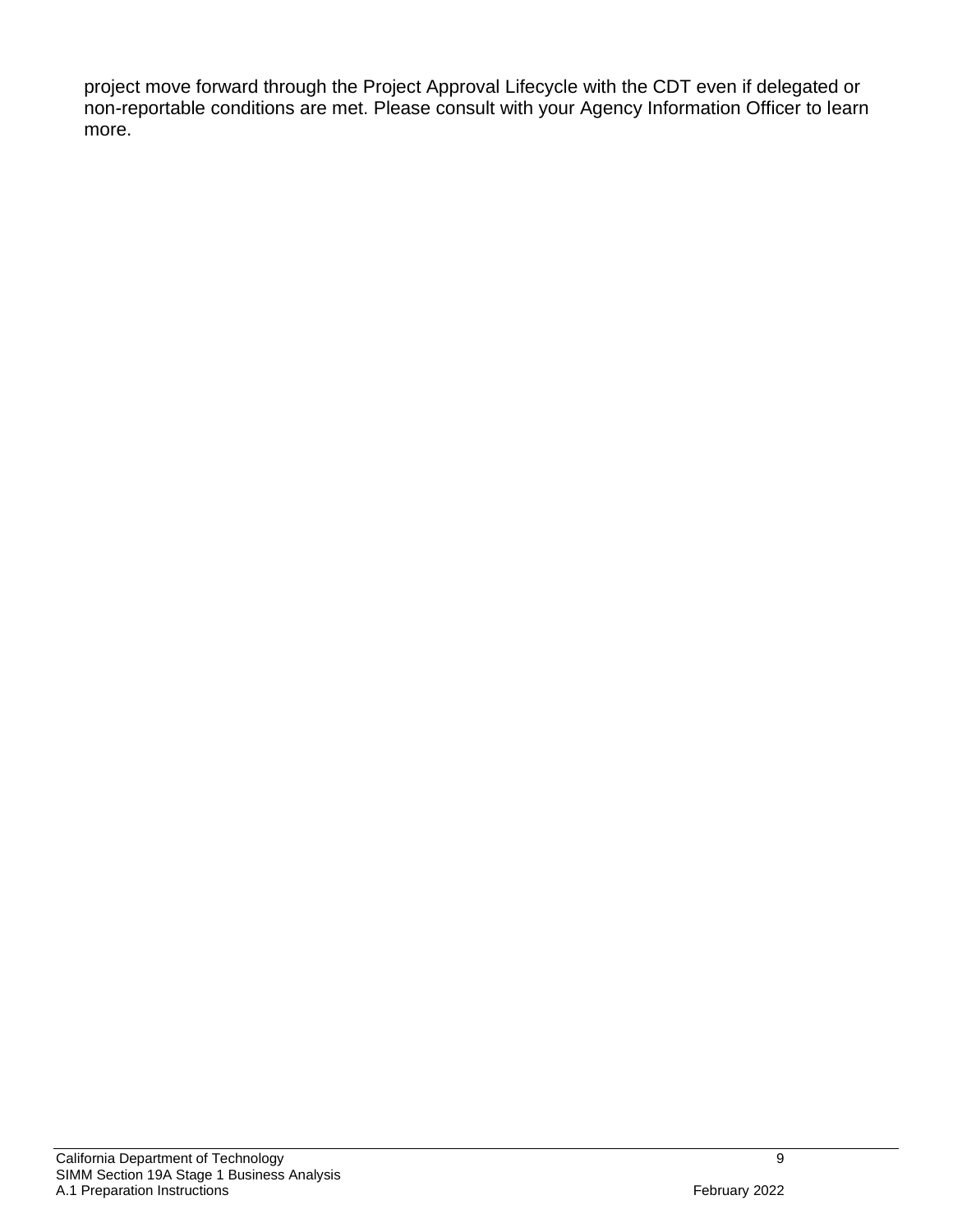project move forward through the Project Approval Lifecycle with the CDT even if delegated or non-reportable conditions are met. Please consult with your Agency Information Officer to learn more.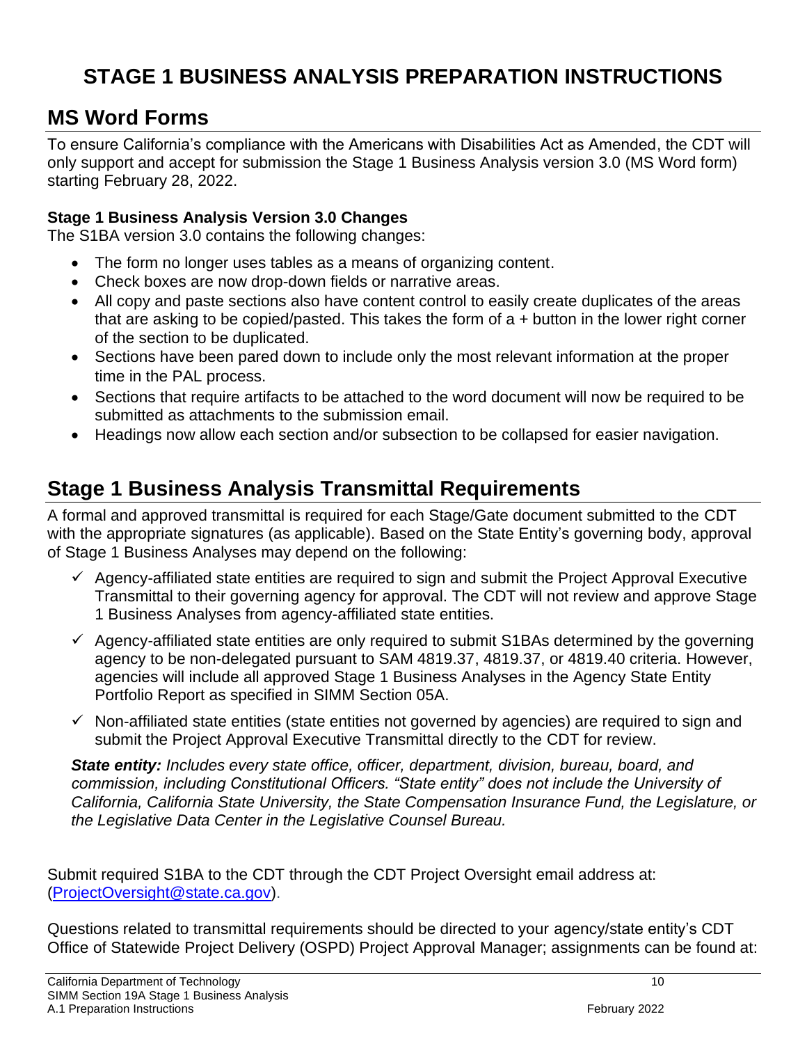# STAGE 1 BUSINESS ANALYSIS PREPARATION INSTRUCTIONS

## MS Word Forms

To ensure California's compliance with the Americans with Disabilities Act as Amended, the CDT will only support and accept for submission the Stage 1 Business Analysis version 3.0 (MS Word form) starting February 28, 2022.

**Stage 1 Business Analysis Version 3.0 Changes**

The S1BA version 3.0 contains the following changes:

- The form no longer uses tables as a means of organizing content.
- Check boxes are now drop-down fields or narrative areas.
- All copy and paste sections also have content control to easily create duplicates of the areas that are asking to be copied/pasted. This takes the form of a + button in the lower right corner of the section to be duplicated.
- Sections have been pared down to include only the most relevant information at the proper time in the PAL process.
- Sections that require artifacts to be attached to the word document will now be required to be submitted as attachments to the submission email.
- Headings now allow each section and/or subsection to be collapsed for easier navigation.

## Stage 1 Business Analysis Transmittal Requirements

A formal and approved transmittal is required for each Stage/Gate document submitted to the CDT with the appropriate signatures (as applicable). Based on the State Entity's governing body, approval of Stage 1 Business Analyses may depend on the following:

- ✓ Agency-affiliated state entities are required to sign and submit the Project Approval Executive Transmittal to their governing agency for approval. The CDT will not review and approve Stage 1 Business Analyses from agency-affiliated state entities.
- ✓ Agency-affiliated state entities are only required to submit S1BAs determined by the governing agency to be non-delegated pursuant to SAM 4819.37, 4819.37, or 4819.40 criteria. However, agencies will include all approved Stage 1 Business Analyses in the Agency State Entity Portfolio Report as specified in SIMM Section 05A.
- ✓ Non-affiliated state entities (state entities not governed by agencies) are required to sign and submit the Project Approval Executive Transmittal directly to the CDT for review.

***State entity:*** *Includes every state office, officer, department, division, bureau, board, and commission, including Constitutional Officers. "State entity" does not include the University of California, California State University, the State Compensation Insurance Fund, the Legislature, or the Legislative Data Center in the Legislative Counsel Bureau.*

Submit required S1BA to the CDT through the CDT Project Oversight email address at: (ProjectOversight@state.ca.gov).

Questions related to transmittal requirements should be directed to your agency/state entity's CDT Office of Statewide Project Delivery (OSPD) Project Approval Manager; assignments can be found at: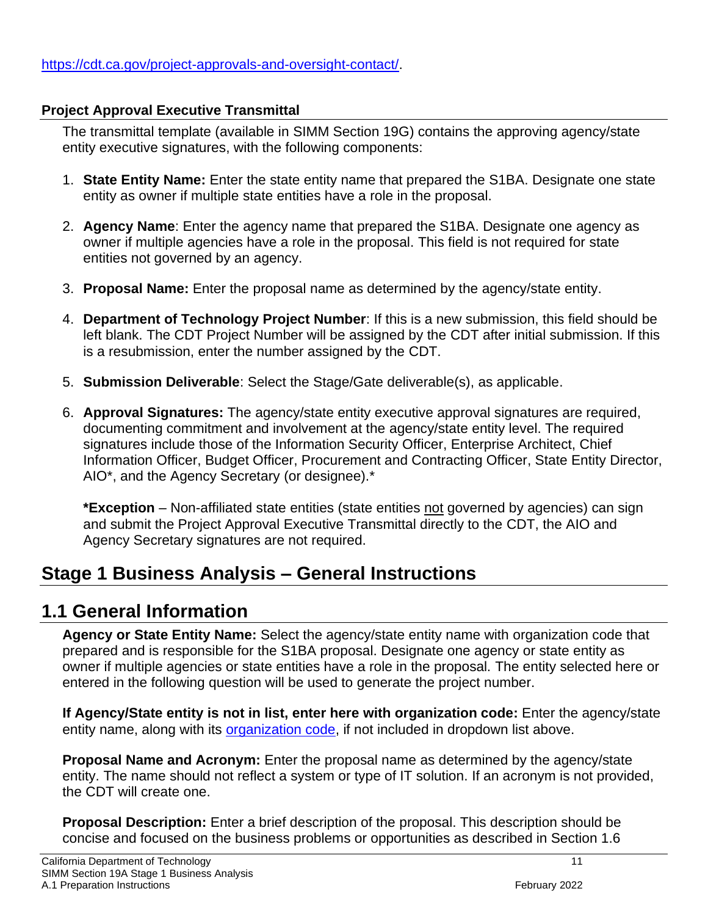https://cdt.ca.gov/project-approvals-and-oversight-contact/.

### Project Approval Executive Transmittal

The transmittal template (available in SIMM Section 19G) contains the approving agency/state entity executive signatures, with the following components:

1. **State Entity Name:** Enter the state entity name that prepared the S1BA. Designate one state entity as owner if multiple state entities have a role in the proposal.

2. **Agency Name**: Enter the agency name that prepared the S1BA. Designate one agency as owner if multiple agencies have a role in the proposal. This field is not required for state entities not governed by an agency.

3. **Proposal Name:** Enter the proposal name as determined by the agency/state entity.

4. **Department of Technology Project Number**: If this is a new submission, this field should be left blank. The CDT Project Number will be assigned by the CDT after initial submission. If this is a resubmission, enter the number assigned by the CDT.

5. **Submission Deliverable**: Select the Stage/Gate deliverable(s), as applicable.

6. **Approval Signatures:** The agency/state entity executive approval signatures are required, documenting commitment and involvement at the agency/state entity level. The required signatures include those of the Information Security Officer, Enterprise Architect, Chief Information Officer, Budget Officer, Procurement and Contracting Officer, State Entity Director, AIO*, and the Agency Secretary (or designee).*

   ***Exception** – Non-affiliated state entities (state entities not governed by agencies) can sign and submit the Project Approval Executive Transmittal directly to the CDT, the AIO and Agency Secretary signatures are not required.

# Stage 1 Business Analysis – General Instructions

## 1.1 General Information

**Agency or State Entity Name:** Select the agency/state entity name with organization code that prepared and is responsible for the S1BA proposal. Designate one agency or state entity as owner if multiple agencies or state entities have a role in the proposal. The entity selected here or entered in the following question will be used to generate the project number.

**If Agency/State entity is not in list, enter here with organization code:** Enter the agency/state entity name, along with its organization code, if not included in dropdown list above.

**Proposal Name and Acronym:** Enter the proposal name as determined by the agency/state entity. The name should not reflect a system or type of IT solution. If an acronym is not provided, the CDT will create one.

**Proposal Description:** Enter a brief description of the proposal. This description should be concise and focused on the business problems or opportunities as described in Section 1.6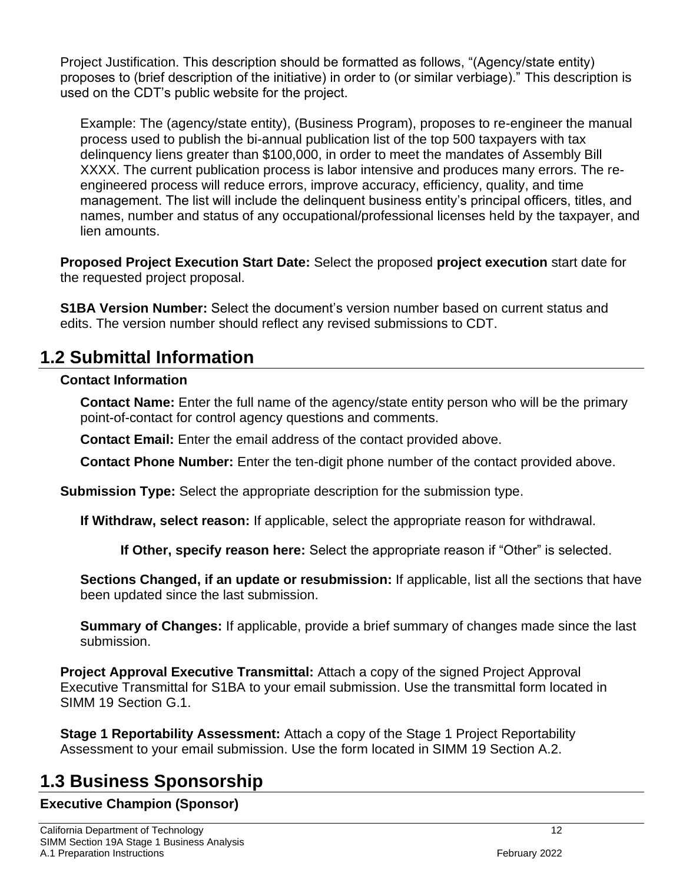Project Justification. This description should be formatted as follows, "(Agency/state entity) proposes to (brief description of the initiative) in order to (or similar verbiage)." This description is used on the CDT's public website for the project.

Example: The (agency/state entity), (Business Program), proposes to re-engineer the manual process used to publish the bi-annual publication list of the top 500 taxpayers with tax delinquency liens greater than $100,000, in order to meet the mandates of Assembly Bill XXXX. The current publication process is labor intensive and produces many errors. The re-engineered process will reduce errors, improve accuracy, efficiency, quality, and time management. The list will include the delinquent business entity's principal officers, titles, and names, number and status of any occupational/professional licenses held by the taxpayer, and lien amounts.

**Proposed Project Execution Start Date:** Select the proposed **project execution** start date for the requested project proposal.

**S1BA Version Number:** Select the document's version number based on current status and edits. The version number should reflect any revised submissions to CDT.

## 1.2 Submittal Information

**Contact Information**

**Contact Name:** Enter the full name of the agency/state entity person who will be the primary point-of-contact for control agency questions and comments.

**Contact Email:** Enter the email address of the contact provided above.

**Contact Phone Number:** Enter the ten-digit phone number of the contact provided above.

**Submission Type:** Select the appropriate description for the submission type.

**If Withdraw, select reason:** If applicable, select the appropriate reason for withdrawal.

**If Other, specify reason here:** Select the appropriate reason if "Other" is selected.

**Sections Changed, if an update or resubmission:** If applicable, list all the sections that have been updated since the last submission.

**Summary of Changes:** If applicable, provide a brief summary of changes made since the last submission.

**Project Approval Executive Transmittal:** Attach a copy of the signed Project Approval Executive Transmittal for S1BA to your email submission. Use the transmittal form located in SIMM 19 Section G.1.

**Stage 1 Reportability Assessment:** Attach a copy of the Stage 1 Project Reportability Assessment to your email submission. Use the form located in SIMM 19 Section A.2.

## 1.3 Business Sponsorship

**Executive Champion (Sponsor)**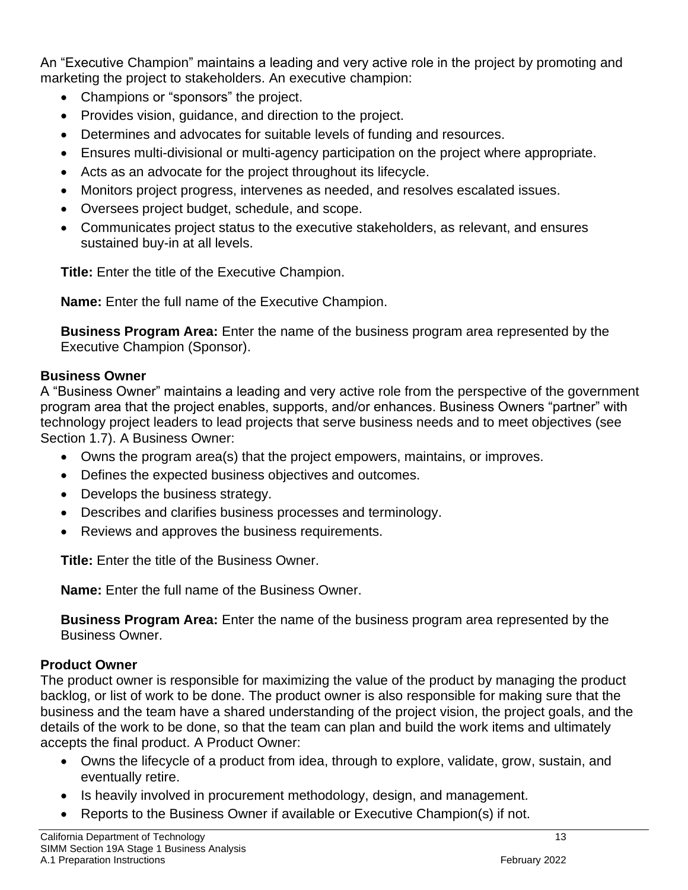An “Executive Champion” maintains a leading and very active role in the project by promoting and marketing the project to stakeholders. An executive champion:

- Champions or “sponsors” the project.
- Provides vision, guidance, and direction to the project.
- Determines and advocates for suitable levels of funding and resources.
- Ensures multi-divisional or multi-agency participation on the project where appropriate.
- Acts as an advocate for the project throughout its lifecycle.
- Monitors project progress, intervenes as needed, and resolves escalated issues.
- Oversees project budget, schedule, and scope.
- Communicates project status to the executive stakeholders, as relevant, and ensures sustained buy-in at all levels.

**Title:** Enter the title of the Executive Champion.

**Name:** Enter the full name of the Executive Champion.

**Business Program Area:** Enter the name of the business program area represented by the Executive Champion (Sponsor).

**Business Owner**

A “Business Owner” maintains a leading and very active role from the perspective of the government program area that the project enables, supports, and/or enhances. Business Owners “partner” with technology project leaders to lead projects that serve business needs and to meet objectives (see Section 1.7). A Business Owner:

- Owns the program area(s) that the project empowers, maintains, or improves.
- Defines the expected business objectives and outcomes.
- Develops the business strategy.
- Describes and clarifies business processes and terminology.
- Reviews and approves the business requirements.

**Title:** Enter the title of the Business Owner.

**Name:** Enter the full name of the Business Owner.

**Business Program Area:** Enter the name of the business program area represented by the Business Owner.

**Product Owner**

The product owner is responsible for maximizing the value of the product by managing the product backlog, or list of work to be done. The product owner is also responsible for making sure that the business and the team have a shared understanding of the project vision, the project goals, and the details of the work to be done, so that the team can plan and build the work items and ultimately accepts the final product. A Product Owner:

- Owns the lifecycle of a product from idea, through to explore, validate, grow, sustain, and eventually retire.
- Is heavily involved in procurement methodology, design, and management.
- Reports to the Business Owner if available or Executive Champion(s) if not.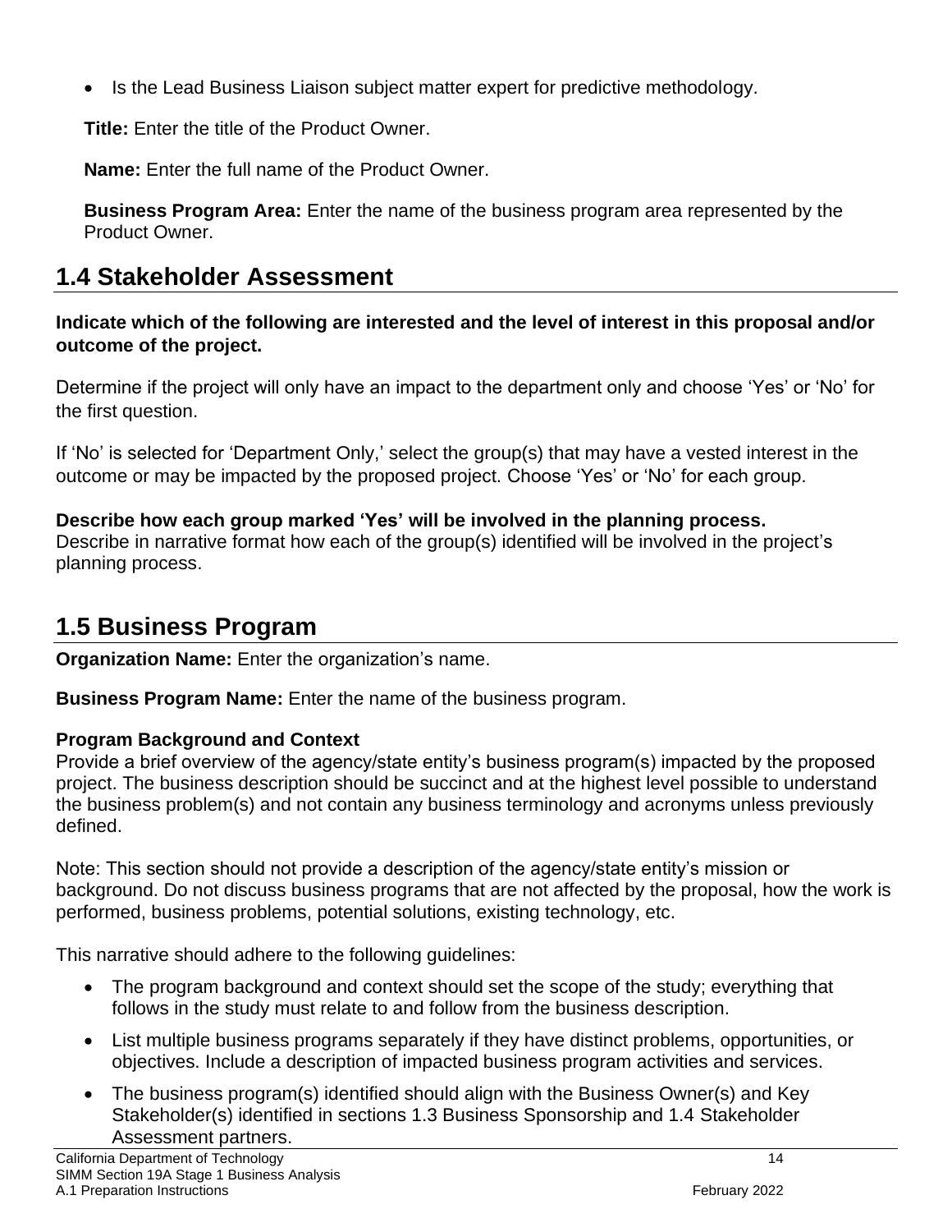- Is the Lead Business Liaison subject matter expert for predictive methodology.

**Title:** Enter the title of the Product Owner.

**Name:** Enter the full name of the Product Owner.

**Business Program Area:** Enter the name of the business program area represented by the Product Owner.

## 1.4 Stakeholder Assessment

**Indicate which of the following are interested and the level of interest in this proposal and/or outcome of the project.**

Determine if the project will only have an impact to the department only and choose 'Yes' or 'No' for the first question.

If 'No' is selected for 'Department Only,' select the group(s) that may have a vested interest in the outcome or may be impacted by the proposed project. Choose 'Yes' or 'No' for each group.

**Describe how each group marked 'Yes' will be involved in the planning process.**
Describe in narrative format how each of the group(s) identified will be involved in the project's planning process.

## 1.5 Business Program

**Organization Name:** Enter the organization's name.

**Business Program Name:** Enter the name of the business program.

**Program Background and Context**
Provide a brief overview of the agency/state entity's business program(s) impacted by the proposed project. The business description should be succinct and at the highest level possible to understand the business problem(s) and not contain any business terminology and acronyms unless previously defined.

Note: This section should not provide a description of the agency/state entity's mission or background. Do not discuss business programs that are not affected by the proposal, how the work is performed, business problems, potential solutions, existing technology, etc.

This narrative should adhere to the following guidelines:

- The program background and context should set the scope of the study; everything that follows in the study must relate to and follow from the business description.
- List multiple business programs separately if they have distinct problems, opportunities, or objectives. Include a description of impacted business program activities and services.
- The business program(s) identified should align with the Business Owner(s) and Key Stakeholder(s) identified in sections 1.3 Business Sponsorship and 1.4 Stakeholder Assessment partners.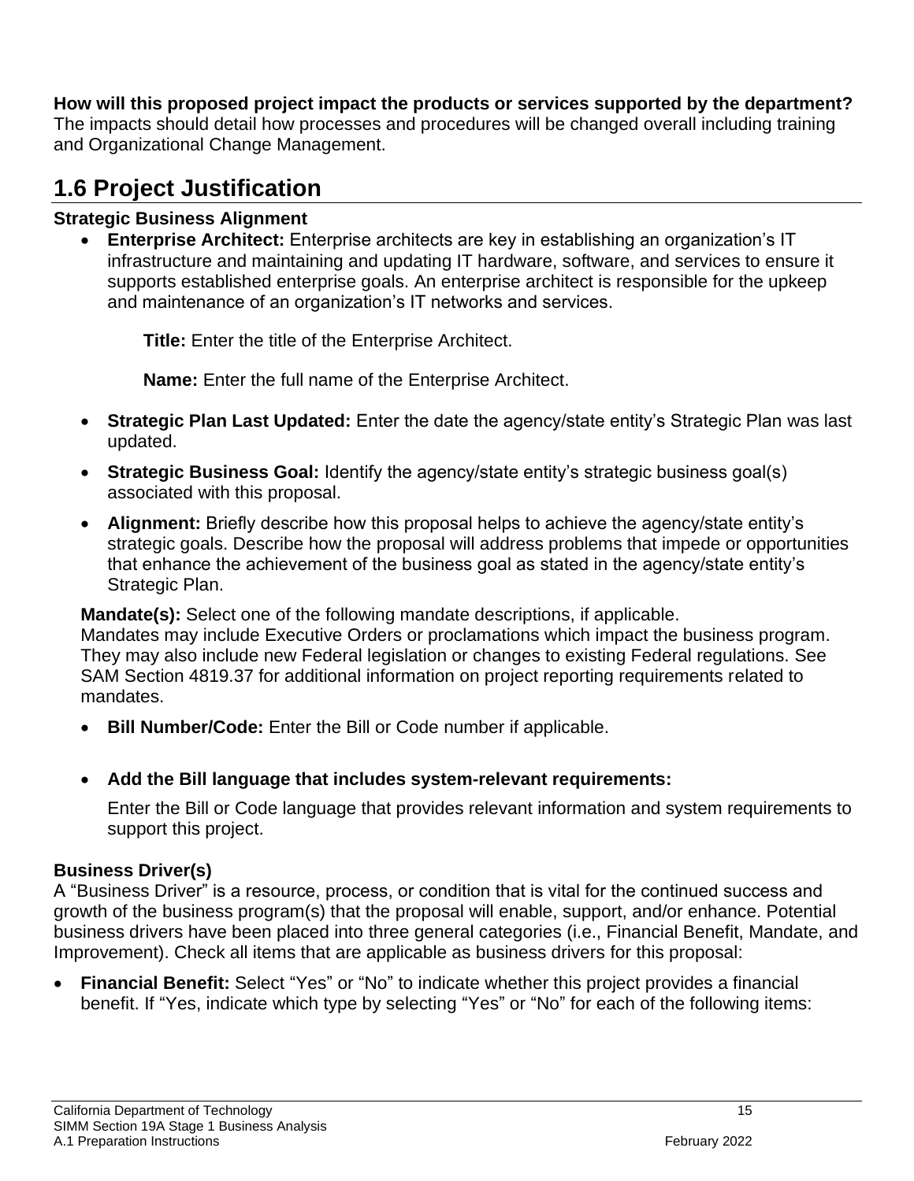**How will this proposed project impact the products or services supported by the department?**
The impacts should detail how processes and procedures will be changed overall including training and Organizational Change Management.

## 1.6 Project Justification

**Strategic Business Alignment**

- **Enterprise Architect:** Enterprise architects are key in establishing an organization's IT infrastructure and maintaining and updating IT hardware, software, and services to ensure it supports established enterprise goals. An enterprise architect is responsible for the upkeep and maintenance of an organization's IT networks and services.

    **Title:** Enter the title of the Enterprise Architect.

    **Name:** Enter the full name of the Enterprise Architect.

- **Strategic Plan Last Updated:** Enter the date the agency/state entity's Strategic Plan was last updated.
- **Strategic Business Goal:** Identify the agency/state entity's strategic business goal(s) associated with this proposal.
- **Alignment:** Briefly describe how this proposal helps to achieve the agency/state entity's strategic goals. Describe how the proposal will address problems that impede or opportunities that enhance the achievement of the business goal as stated in the agency/state entity's Strategic Plan.

**Mandate(s):** Select one of the following mandate descriptions, if applicable.
Mandates may include Executive Orders or proclamations which impact the business program. They may also include new Federal legislation or changes to existing Federal regulations. See SAM Section 4819.37 for additional information on project reporting requirements related to mandates.

- **Bill Number/Code:** Enter the Bill or Code number if applicable.
- **Add the Bill language that includes system-relevant requirements:**

    Enter the Bill or Code language that provides relevant information and system requirements to support this project.

**Business Driver(s)**
A "Business Driver" is a resource, process, or condition that is vital for the continued success and growth of the business program(s) that the proposal will enable, support, and/or enhance. Potential business drivers have been placed into three general categories (i.e., Financial Benefit, Mandate, and Improvement). Check all items that are applicable as business drivers for this proposal:

- **Financial Benefit:** Select "Yes" or "No" to indicate whether this project provides a financial benefit. If "Yes, indicate which type by selecting "Yes" or "No" for each of the following items: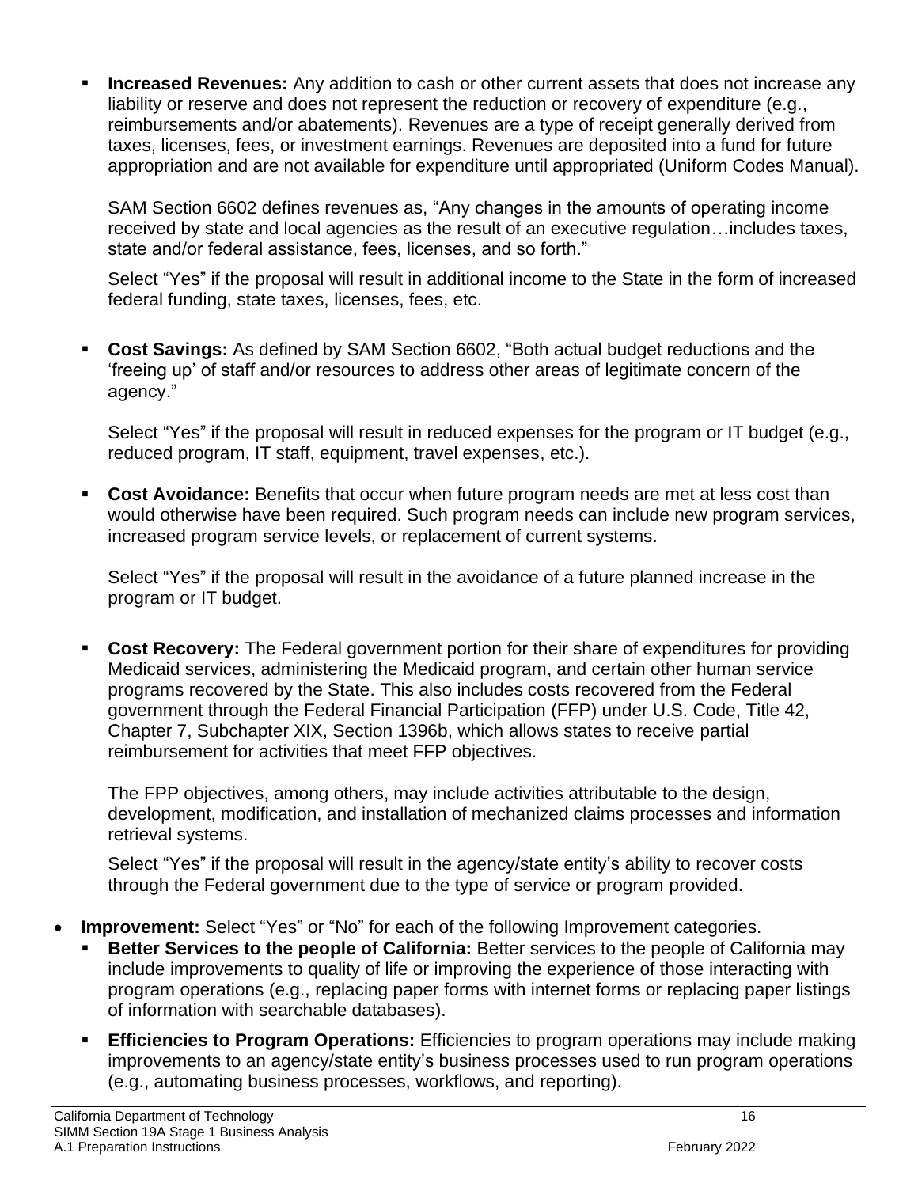- **Increased Revenues:** Any addition to cash or other current assets that does not increase any liability or reserve and does not represent the reduction or recovery of expenditure (e.g., reimbursements and/or abatements). Revenues are a type of receipt generally derived from taxes, licenses, fees, or investment earnings. Revenues are deposited into a fund for future appropriation and are not available for expenditure until appropriated (Uniform Codes Manual).

  SAM Section 6602 defines revenues as, "Any changes in the amounts of operating income received by state and local agencies as the result of an executive regulation…includes taxes, state and/or federal assistance, fees, licenses, and so forth."

  Select "Yes" if the proposal will result in additional income to the State in the form of increased federal funding, state taxes, licenses, fees, etc.

- **Cost Savings:** As defined by SAM Section 6602, "Both actual budget reductions and the 'freeing up' of staff and/or resources to address other areas of legitimate concern of the agency."

  Select "Yes" if the proposal will result in reduced expenses for the program or IT budget (e.g., reduced program, IT staff, equipment, travel expenses, etc.).

- **Cost Avoidance:** Benefits that occur when future program needs are met at less cost than would otherwise have been required. Such program needs can include new program services, increased program service levels, or replacement of current systems.

  Select "Yes" if the proposal will result in the avoidance of a future planned increase in the program or IT budget.

- **Cost Recovery:** The Federal government portion for their share of expenditures for providing Medicaid services, administering the Medicaid program, and certain other human service programs recovered by the State. This also includes costs recovered from the Federal government through the Federal Financial Participation (FFP) under U.S. Code, Title 42, Chapter 7, Subchapter XIX, Section 1396b, which allows states to receive partial reimbursement for activities that meet FFP objectives.

  The FPP objectives, among others, may include activities attributable to the design, development, modification, and installation of mechanized claims processes and information retrieval systems.

  Select "Yes" if the proposal will result in the agency/state entity's ability to recover costs through the Federal government due to the type of service or program provided.

- **Improvement:** Select "Yes" or "No" for each of the following Improvement categories.
  - **Better Services to the people of California:** Better services to the people of California may include improvements to quality of life or improving the experience of those interacting with program operations (e.g., replacing paper forms with internet forms or replacing paper listings of information with searchable databases).
  - **Efficiencies to Program Operations:** Efficiencies to program operations may include making improvements to an agency/state entity's business processes used to run program operations (e.g., automating business processes, workflows, and reporting).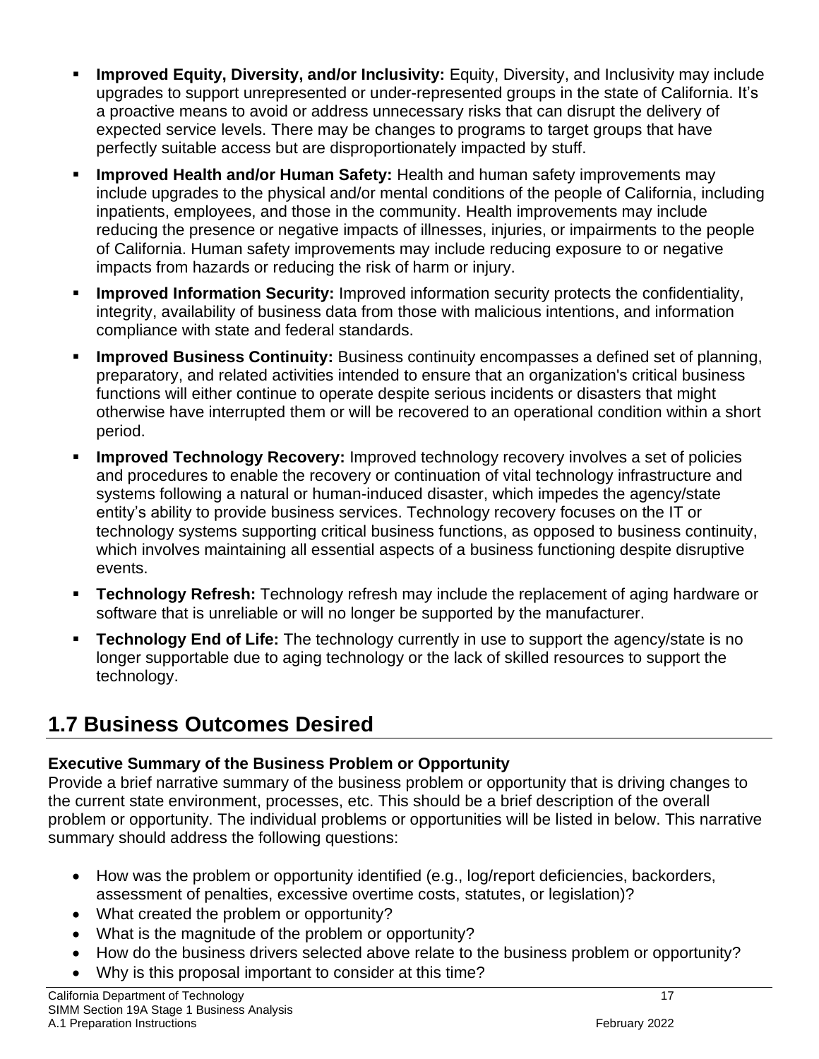- **Improved Equity, Diversity, and/or Inclusivity:** Equity, Diversity, and Inclusivity may include upgrades to support unrepresented or under-represented groups in the state of California. It's a proactive means to avoid or address unnecessary risks that can disrupt the delivery of expected service levels. There may be changes to programs to target groups that have perfectly suitable access but are disproportionately impacted by stuff.
- **Improved Health and/or Human Safety:** Health and human safety improvements may include upgrades to the physical and/or mental conditions of the people of California, including inpatients, employees, and those in the community. Health improvements may include reducing the presence or negative impacts of illnesses, injuries, or impairments to the people of California. Human safety improvements may include reducing exposure to or negative impacts from hazards or reducing the risk of harm or injury.
- **Improved Information Security:** Improved information security protects the confidentiality, integrity, availability of business data from those with malicious intentions, and information compliance with state and federal standards.
- **Improved Business Continuity:** Business continuity encompasses a defined set of planning, preparatory, and related activities intended to ensure that an organization's critical business functions will either continue to operate despite serious incidents or disasters that might otherwise have interrupted them or will be recovered to an operational condition within a short period.
- **Improved Technology Recovery:** Improved technology recovery involves a set of policies and procedures to enable the recovery or continuation of vital technology infrastructure and systems following a natural or human-induced disaster, which impedes the agency/state entity's ability to provide business services. Technology recovery focuses on the IT or technology systems supporting critical business functions, as opposed to business continuity, which involves maintaining all essential aspects of a business functioning despite disruptive events.
- **Technology Refresh:** Technology refresh may include the replacement of aging hardware or software that is unreliable or will no longer be supported by the manufacturer.
- **Technology End of Life:** The technology currently in use to support the agency/state is no longer supportable due to aging technology or the lack of skilled resources to support the technology.

## 1.7 Business Outcomes Desired

**Executive Summary of the Business Problem or Opportunity**

Provide a brief narrative summary of the business problem or opportunity that is driving changes to the current state environment, processes, etc. This should be a brief description of the overall problem or opportunity. The individual problems or opportunities will be listed in below. This narrative summary should address the following questions:

- How was the problem or opportunity identified (e.g., log/report deficiencies, backorders, assessment of penalties, excessive overtime costs, statutes, or legislation)?
- What created the problem or opportunity?
- What is the magnitude of the problem or opportunity?
- How do the business drivers selected above relate to the business problem or opportunity?
- Why is this proposal important to consider at this time?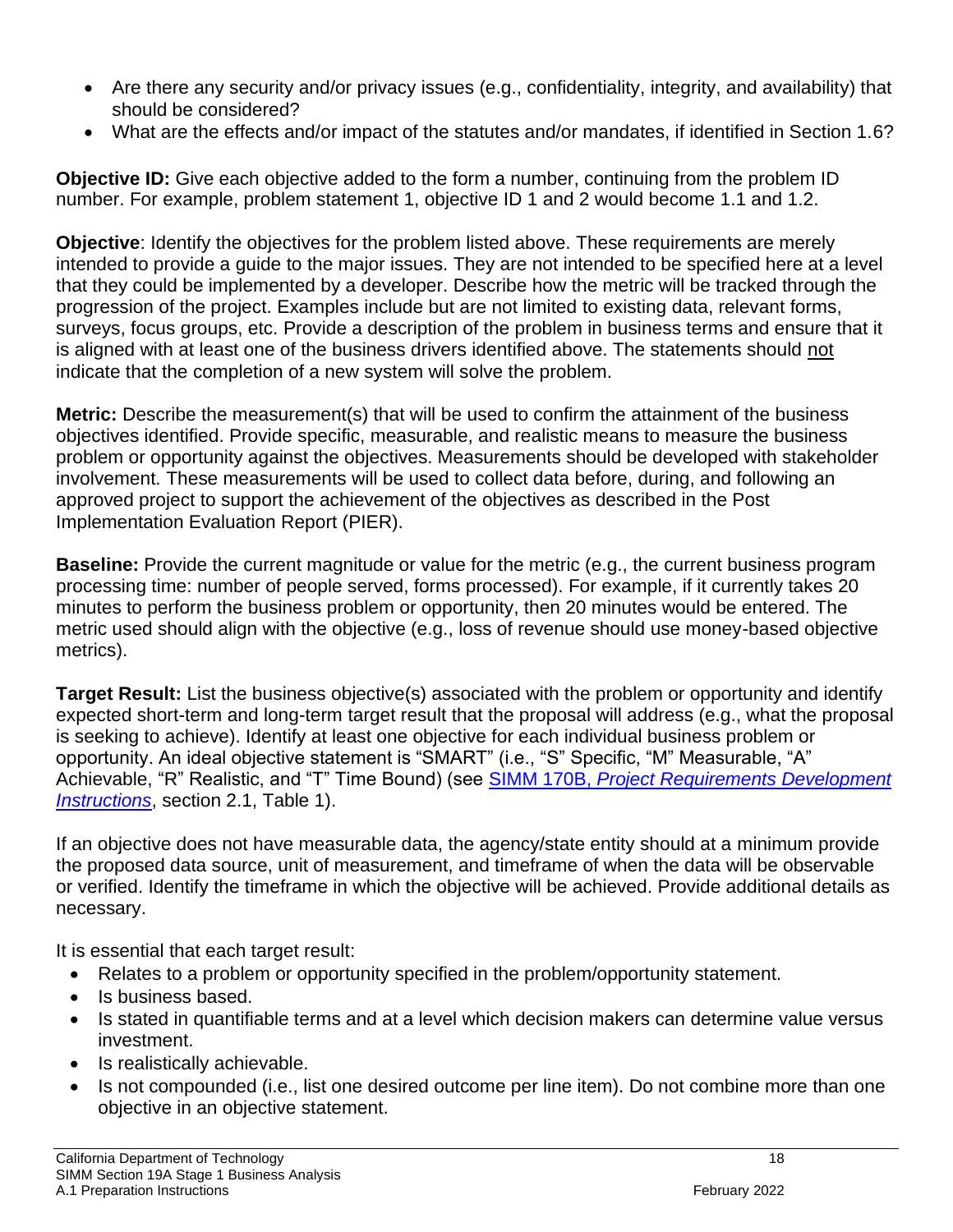- Are there any security and/or privacy issues (e.g., confidentiality, integrity, and availability) that should be considered?
- What are the effects and/or impact of the statutes and/or mandates, if identified in Section 1.6?

**Objective ID:** Give each objective added to the form a number, continuing from the problem ID number. For example, problem statement 1, objective ID 1 and 2 would become 1.1 and 1.2.

**Objective**: Identify the objectives for the problem listed above. These requirements are merely intended to provide a guide to the major issues. They are not intended to be specified here at a level that they could be implemented by a developer. Describe how the metric will be tracked through the progression of the project. Examples include but are not limited to existing data, relevant forms, surveys, focus groups, etc. Provide a description of the problem in business terms and ensure that it is aligned with at least one of the business drivers identified above. The statements should not indicate that the completion of a new system will solve the problem.

**Metric:** Describe the measurement(s) that will be used to confirm the attainment of the business objectives identified. Provide specific, measurable, and realistic means to measure the business problem or opportunity against the objectives. Measurements should be developed with stakeholder involvement. These measurements will be used to collect data before, during, and following an approved project to support the achievement of the objectives as described in the Post Implementation Evaluation Report (PIER).

**Baseline:** Provide the current magnitude or value for the metric (e.g., the current business program processing time: number of people served, forms processed). For example, if it currently takes 20 minutes to perform the business problem or opportunity, then 20 minutes would be entered. The metric used should align with the objective (e.g., loss of revenue should use money-based objective metrics).

**Target Result:** List the business objective(s) associated with the problem or opportunity and identify expected short-term and long-term target result that the proposal will address (e.g., what the proposal is seeking to achieve). Identify at least one objective for each individual business problem or opportunity. An ideal objective statement is "SMART" (i.e., "S" Specific, "M" Measurable, "A" Achievable, "R" Realistic, and "T" Time Bound) (see SIMM 170B, *Project Requirements Development Instructions*, section 2.1, Table 1).

If an objective does not have measurable data, the agency/state entity should at a minimum provide the proposed data source, unit of measurement, and timeframe of when the data will be observable or verified. Identify the timeframe in which the objective will be achieved. Provide additional details as necessary.

It is essential that each target result:

- Relates to a problem or opportunity specified in the problem/opportunity statement.
- Is business based.
- Is stated in quantifiable terms and at a level which decision makers can determine value versus investment.
- Is realistically achievable.
- Is not compounded (i.e., list one desired outcome per line item). Do not combine more than one objective in an objective statement.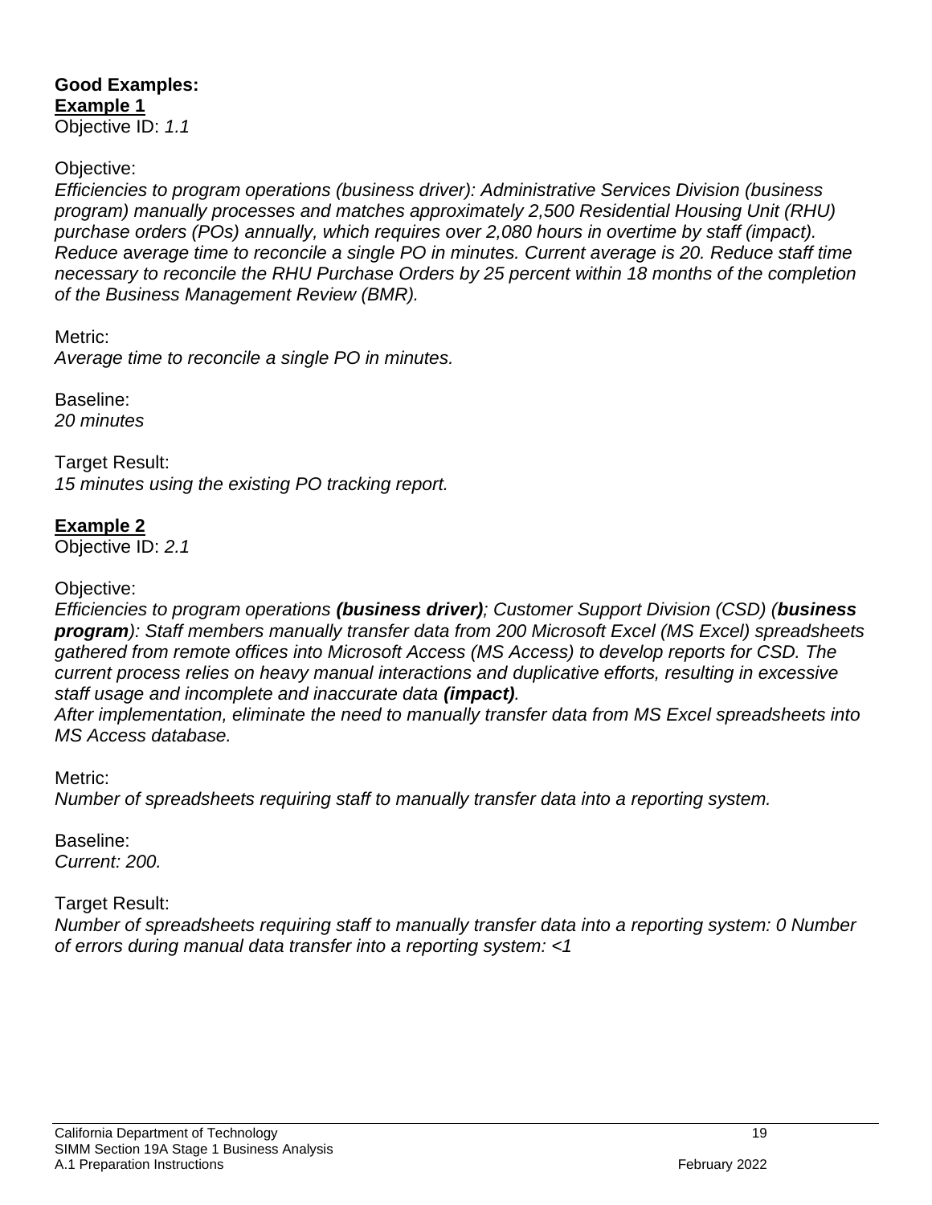**Good Examples:**

**Example 1**

Objective ID: *1.1*

Objective:

*Efficiencies to program operations (business driver): Administrative Services Division (business program) manually processes and matches approximately 2,500 Residential Housing Unit (RHU) purchase orders (POs) annually, which requires over 2,080 hours in overtime by staff (impact). Reduce* average time to reconcile a single PO in minutes. Current average is 20. Reduce staff time necessary to reconcile the RHU Purchase Orders by 25 percent within 18 months of the completion of the Business Management Review (BMR).*

Metric:

*Average time to reconcile a single PO in minutes.*

Baseline:

*20 minutes*

Target Result:

*15 minutes using the existing PO tracking report.*

**Example 2**

Objective ID: *2.1*

Objective:

*Efficiencies to program operations **(business driver)**; Customer Support Division (CSD) (**business program**): Staff members manually transfer data from 200 Microsoft Excel (MS Excel) spreadsheets gathered from remote offices into Microsoft Access (MS Access) to develop reports for CSD. The current process relies on heavy manual interactions and duplicative efforts, resulting in excessive staff usage and incomplete and inaccurate data **(impact)**.*

*After implementation, eliminate the need to manually transfer data from MS Excel spreadsheets into MS Access database.*

Metric:

*Number of spreadsheets requiring staff to manually transfer data into a reporting system.*

Baseline:

*Current: 200.*

Target Result:

*Number of spreadsheets requiring staff to manually transfer data into a reporting system: 0 Number of errors during manual data transfer into a reporting system: <1*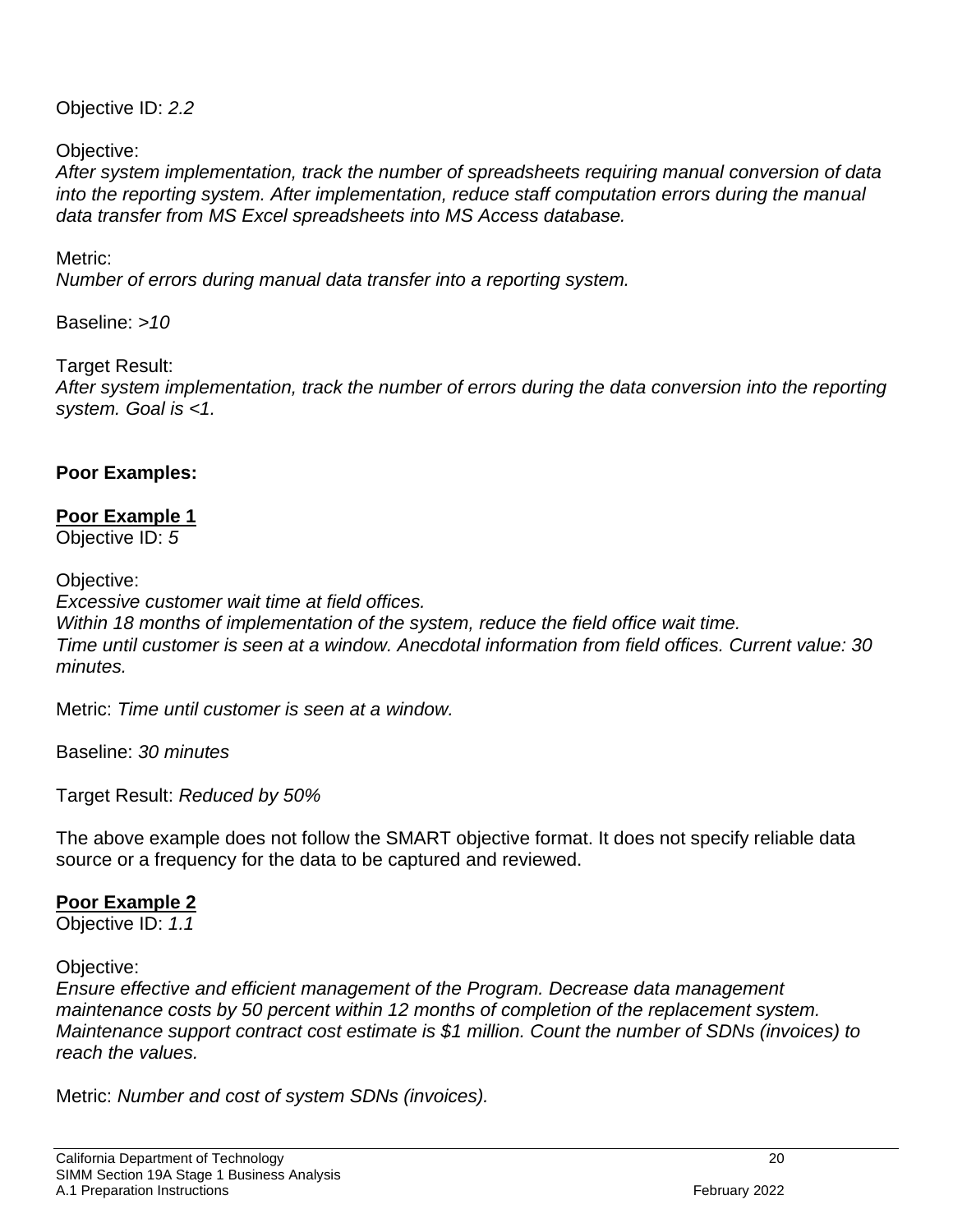Objective ID: *2.2*

Objective:
*After system implementation, track the number of spreadsheets requiring manual conversion of data into the reporting system. After implementation, reduce staff computation errors during the manual data transfer from MS Excel spreadsheets into MS Access database.*

Metric:
*Number of errors during manual data transfer into a reporting system.*

Baseline: *>10*

Target Result:
*After system implementation, track the number of errors during the data conversion into the reporting system. Goal is <1.*

**Poor Examples:**

**Poor Example 1**
Objective ID: *5*

Objective:
*Excessive customer wait time at field offices.*
*Within 18 months of implementation of the system, reduce the field office wait time.*
*Time until customer is seen at a window. Anecdotal information from field offices. Current value: 30 minutes.*

Metric: *Time until customer is seen at a window.*

Baseline: *30 minutes*

Target Result: *Reduced by 50%*

The above example does not follow the SMART objective format. It does not specify reliable data source or a frequency for the data to be captured and reviewed.

**Poor Example 2**
Objective ID: *1.1*

Objective:
*Ensure effective and efficient management of the Program. Decrease data management maintenance costs by 50 percent within 12 months of completion of the replacement system. Maintenance support contract cost estimate is $1 million. Count the number of SDNs (invoices) to reach the values.*

Metric: *Number and cost of system SDNs (invoices).*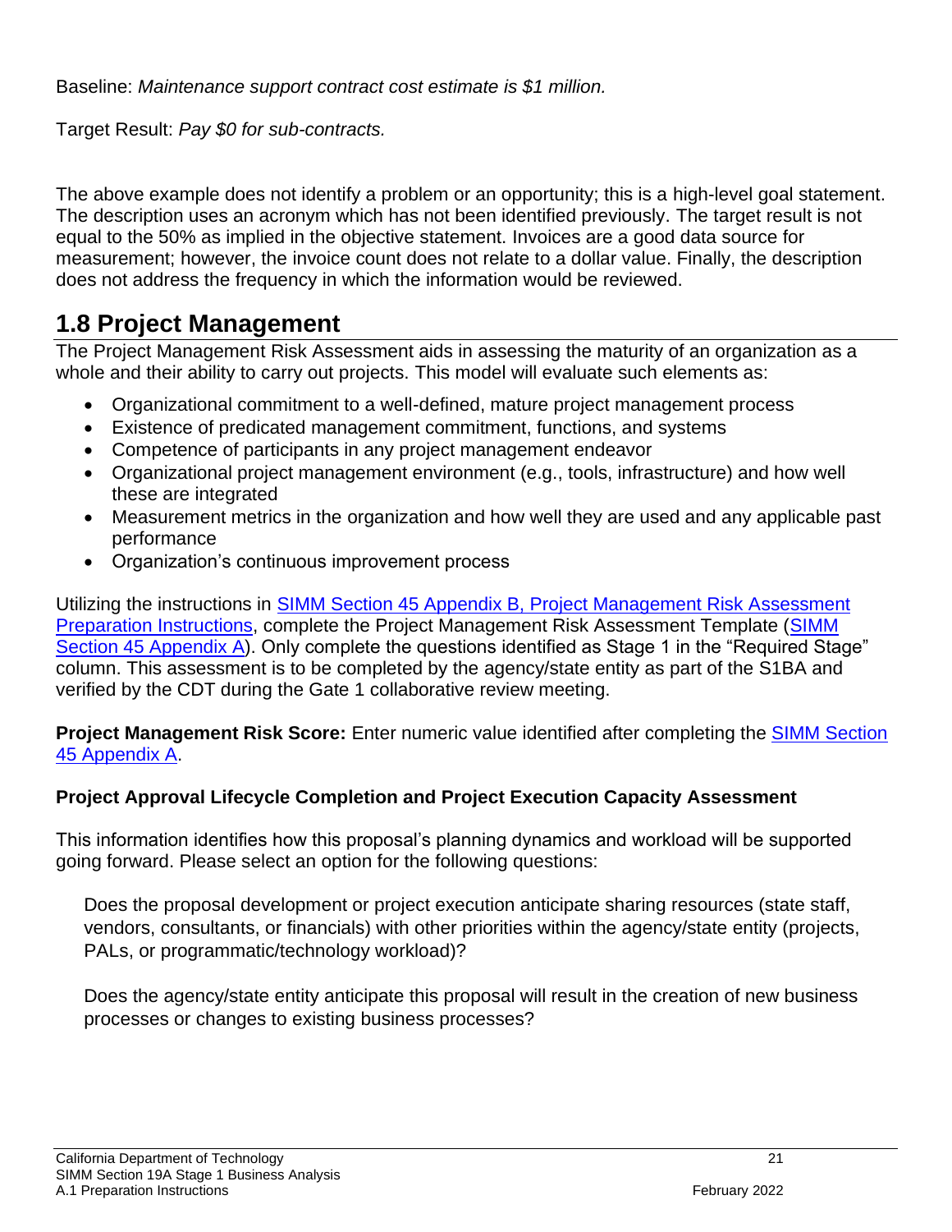Baseline: *Maintenance support contract cost estimate is $1 million.*

Target Result: *Pay $0 for sub-contracts.*

The above example does not identify a problem or an opportunity; this is a high-level goal statement. The description uses an acronym which has not been identified previously. The target result is not equal to the 50% as implied in the objective statement. Invoices are a good data source for measurement; however, the invoice count does not relate to a dollar value. Finally, the description does not address the frequency in which the information would be reviewed.

## 1.8 Project Management

The Project Management Risk Assessment aids in assessing the maturity of an organization as a whole and their ability to carry out projects. This model will evaluate such elements as:

- Organizational commitment to a well-defined, mature project management process
- Existence of predicated management commitment, functions, and systems
- Competence of participants in any project management endeavor
- Organizational project management environment (e.g., tools, infrastructure) and how well these are integrated
- Measurement metrics in the organization and how well they are used and any applicable past performance
- Organization's continuous improvement process

Utilizing the instructions in SIMM Section 45 Appendix B, Project Management Risk Assessment Preparation Instructions, complete the Project Management Risk Assessment Template (SIMM Section 45 Appendix A). Only complete the questions identified as Stage 1 in the "Required Stage" column. This assessment is to be completed by the agency/state entity as part of the S1BA and verified by the CDT during the Gate 1 collaborative review meeting.

**Project Management Risk Score:** Enter numeric value identified after completing the SIMM Section 45 Appendix A.

**Project Approval Lifecycle Completion and Project Execution Capacity Assessment**

This information identifies how this proposal's planning dynamics and workload will be supported going forward. Please select an option for the following questions:

Does the proposal development or project execution anticipate sharing resources (state staff, vendors, consultants, or financials) with other priorities within the agency/state entity (projects, PALs, or programmatic/technology workload)?

Does the agency/state entity anticipate this proposal will result in the creation of new business processes or changes to existing business processes?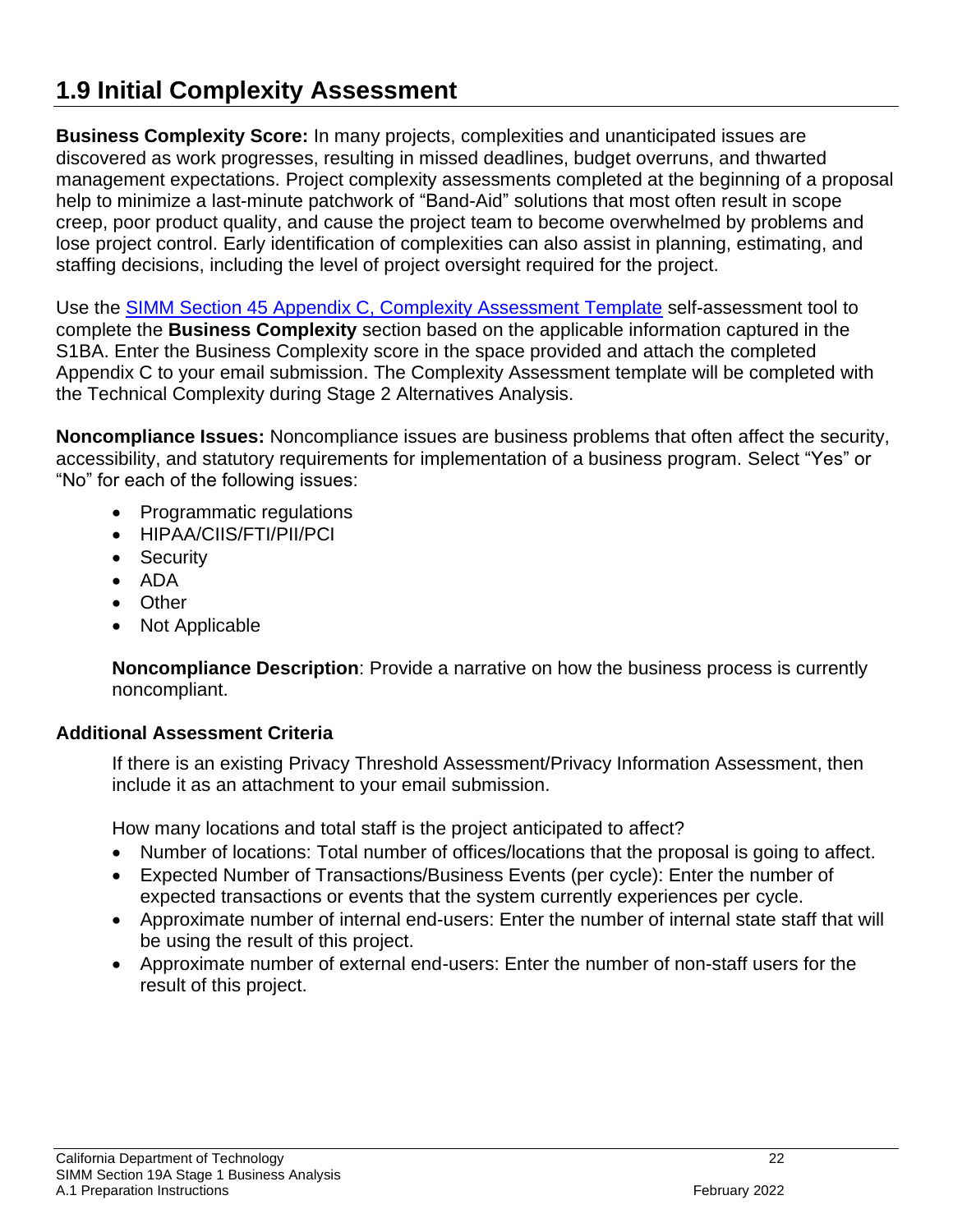## 1.9 Initial Complexity Assessment

**Business Complexity Score:** In many projects, complexities and unanticipated issues are discovered as work progresses, resulting in missed deadlines, budget overruns, and thwarted management expectations. Project complexity assessments completed at the beginning of a proposal help to minimize a last-minute patchwork of "Band-Aid" solutions that most often result in scope creep, poor product quality, and cause the project team to become overwhelmed by problems and lose project control. Early identification of complexities can also assist in planning, estimating, and staffing decisions, including the level of project oversight required for the project.

Use the [SIMM Section 45 Appendix C, Complexity Assessment Template] self-assessment tool to complete the **Business Complexity** section based on the applicable information captured in the S1BA. Enter the Business Complexity score in the space provided and attach the completed Appendix C to your email submission. The Complexity Assessment template will be completed with the Technical Complexity during Stage 2 Alternatives Analysis.

**Noncompliance Issues:** Noncompliance issues are business problems that often affect the security, accessibility, and statutory requirements for implementation of a business program. Select "Yes" or "No" for each of the following issues:

- Programmatic regulations
- HIPAA/CIIS/FTI/PII/PCI
- Security
- ADA
- Other
- Not Applicable

**Noncompliance Description**: Provide a narrative on how the business process is currently noncompliant.

### Additional Assessment Criteria

If there is an existing Privacy Threshold Assessment/Privacy Information Assessment, then include it as an attachment to your email submission.

How many locations and total staff is the project anticipated to affect?

- Number of locations: Total number of offices/locations that the proposal is going to affect.
- Expected Number of Transactions/Business Events (per cycle): Enter the number of expected transactions or events that the system currently experiences per cycle.
- Approximate number of internal end-users: Enter the number of internal state staff that will be using the result of this project.
- Approximate number of external end-users: Enter the number of non-staff users for the result of this project.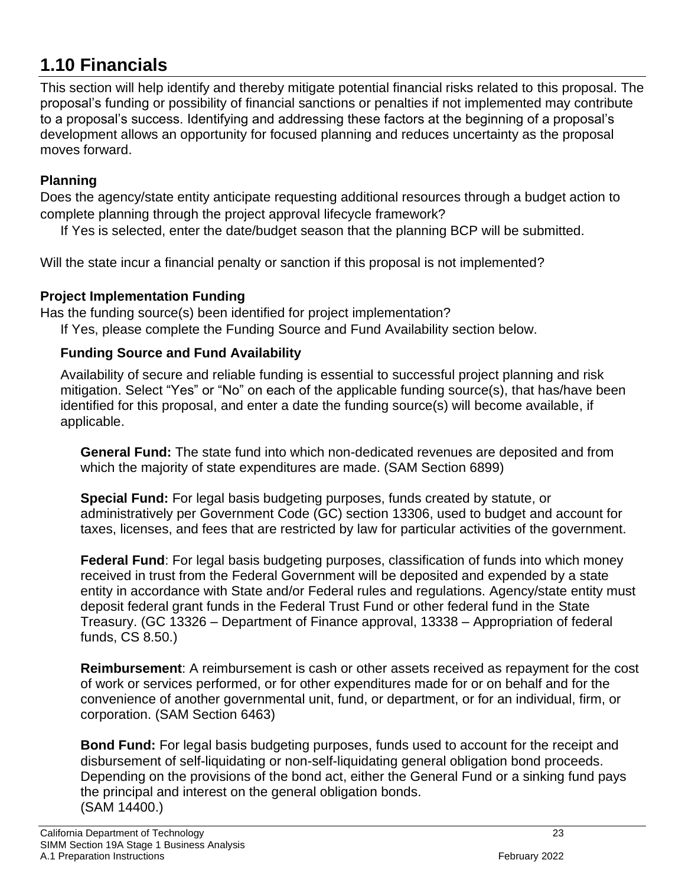## 1.10 Financials

This section will help identify and thereby mitigate potential financial risks related to this proposal. The proposal's funding or possibility of financial sanctions or penalties if not implemented may contribute to a proposal's success. Identifying and addressing these factors at the beginning of a proposal's development allows an opportunity for focused planning and reduces uncertainty as the proposal moves forward.

### Planning

Does the agency/state entity anticipate requesting additional resources through a budget action to complete planning through the project approval lifecycle framework?

If Yes is selected, enter the date/budget season that the planning BCP will be submitted.

Will the state incur a financial penalty or sanction if this proposal is not implemented?

### Project Implementation Funding

Has the funding source(s) been identified for project implementation?

If Yes, please complete the Funding Source and Fund Availability section below.

#### Funding Source and Fund Availability

Availability of secure and reliable funding is essential to successful project planning and risk mitigation. Select "Yes" or "No" on each of the applicable funding source(s), that has/have been identified for this proposal, and enter a date the funding source(s) will become available, if applicable.

**General Fund:** The state fund into which non-dedicated revenues are deposited and from which the majority of state expenditures are made. (SAM Section 6899)

**Special Fund:** For legal basis budgeting purposes, funds created by statute, or administratively per Government Code (GC) section 13306, used to budget and account for taxes, licenses, and fees that are restricted by law for particular activities of the government.

**Federal Fund**: For legal basis budgeting purposes, classification of funds into which money received in trust from the Federal Government will be deposited and expended by a state entity in accordance with State and/or Federal rules and regulations. Agency/state entity must deposit federal grant funds in the Federal Trust Fund or other federal fund in the State Treasury. (GC 13326 – Department of Finance approval, 13338 – Appropriation of federal funds, CS 8.50.)

**Reimbursement**: A reimbursement is cash or other assets received as repayment for the cost of work or services performed, or for other expenditures made for or on behalf and for the convenience of another governmental unit, fund, or department, or for an individual, firm, or corporation. (SAM Section 6463)

**Bond Fund:** For legal basis budgeting purposes, funds used to account for the receipt and disbursement of self-liquidating or non-self-liquidating general obligation bond proceeds. Depending on the provisions of the bond act, either the General Fund or a sinking fund pays the principal and interest on the general obligation bonds.
(SAM 14400.)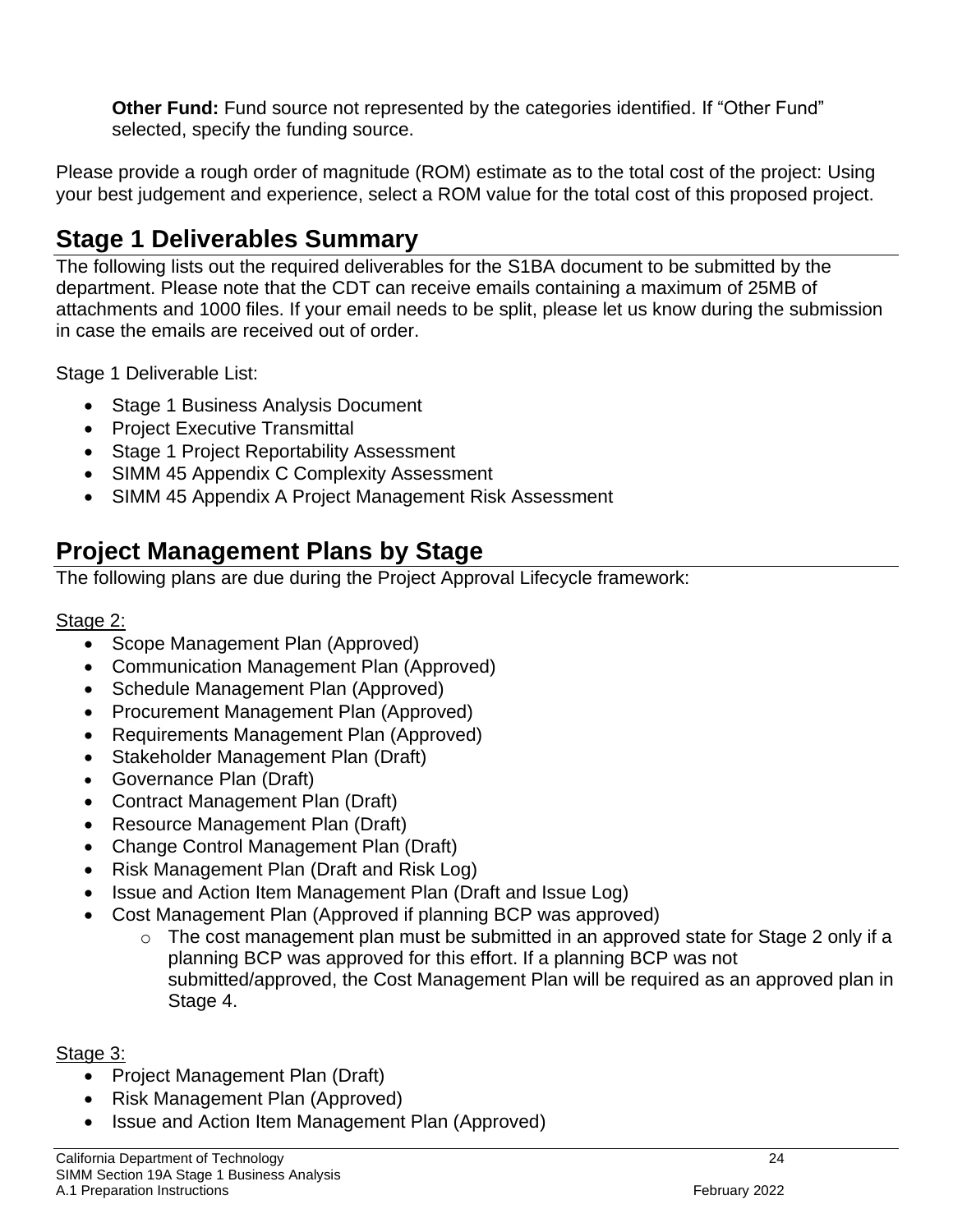**Other Fund:** Fund source not represented by the categories identified. If "Other Fund" selected, specify the funding source.

Please provide a rough order of magnitude (ROM) estimate as to the total cost of the project: Using your best judgement and experience, select a ROM value for the total cost of this proposed project.

## Stage 1 Deliverables Summary

The following lists out the required deliverables for the S1BA document to be submitted by the department. Please note that the CDT can receive emails containing a maximum of 25MB of attachments and 1000 files. If your email needs to be split, please let us know during the submission in case the emails are received out of order.

Stage 1 Deliverable List:

- Stage 1 Business Analysis Document
- Project Executive Transmittal
- Stage 1 Project Reportability Assessment
- SIMM 45 Appendix C Complexity Assessment
- SIMM 45 Appendix A Project Management Risk Assessment

## Project Management Plans by Stage

The following plans are due during the Project Approval Lifecycle framework:

Stage 2:

- Scope Management Plan (Approved)
- Communication Management Plan (Approved)
- Schedule Management Plan (Approved)
- Procurement Management Plan (Approved)
- Requirements Management Plan (Approved)
- Stakeholder Management Plan (Draft)
- Governance Plan (Draft)
- Contract Management Plan (Draft)
- Resource Management Plan (Draft)
- Change Control Management Plan (Draft)
- Risk Management Plan (Draft and Risk Log)
- Issue and Action Item Management Plan (Draft and Issue Log)
- Cost Management Plan (Approved if planning BCP was approved)
  - The cost management plan must be submitted in an approved state for Stage 2 only if a planning BCP was approved for this effort. If a planning BCP was not submitted/approved, the Cost Management Plan will be required as an approved plan in Stage 4.

Stage 3:

- Project Management Plan (Draft)
- Risk Management Plan (Approved)
- Issue and Action Item Management Plan (Approved)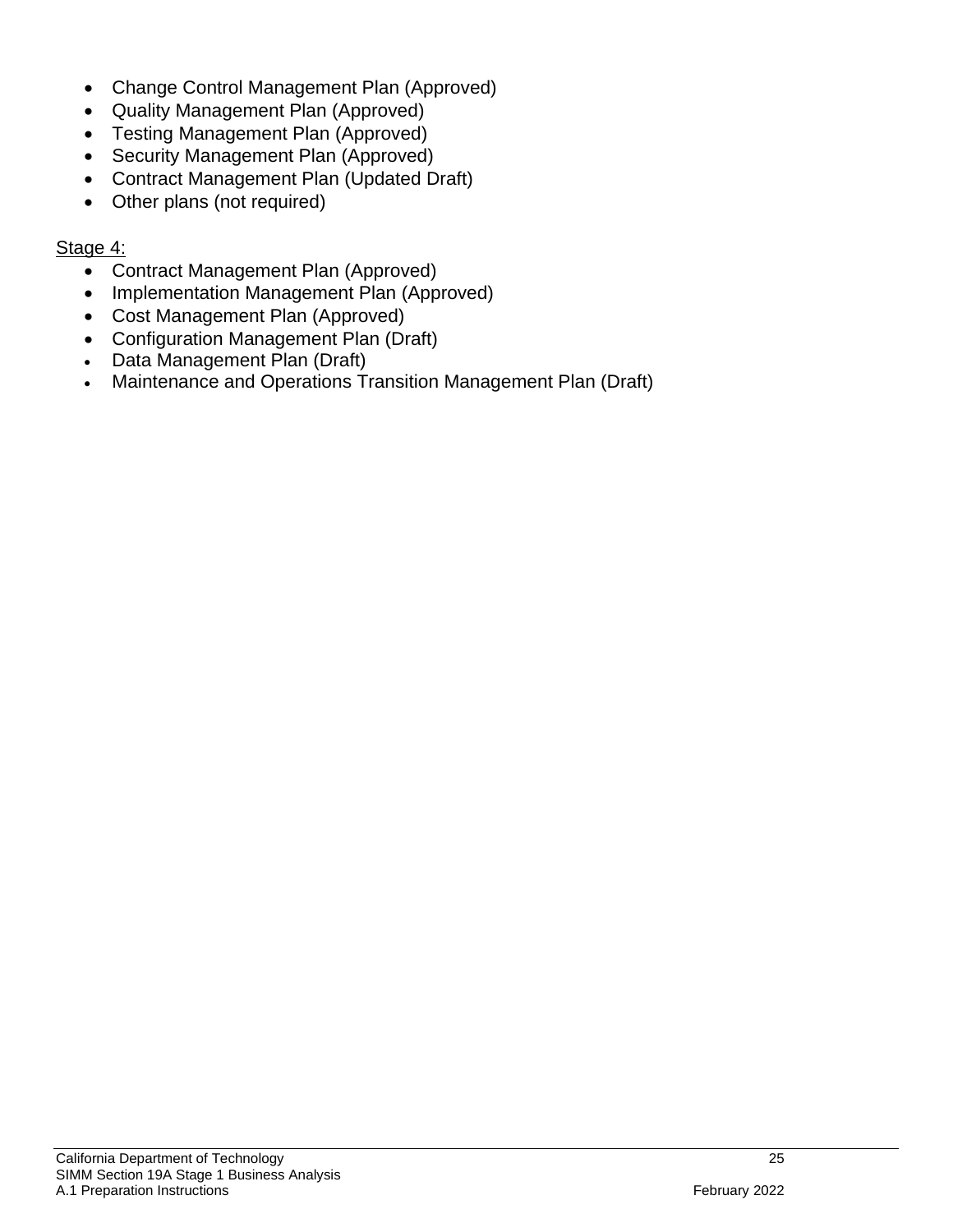- Change Control Management Plan (Approved)
- Quality Management Plan (Approved)
- Testing Management Plan (Approved)
- Security Management Plan (Approved)
- Contract Management Plan (Updated Draft)
- Other plans (not required)

Stage 4:

- Contract Management Plan (Approved)
- Implementation Management Plan (Approved)
- Cost Management Plan (Approved)
- Configuration Management Plan (Draft)
- Data Management Plan (Draft)
- Maintenance and Operations Transition Management Plan (Draft)